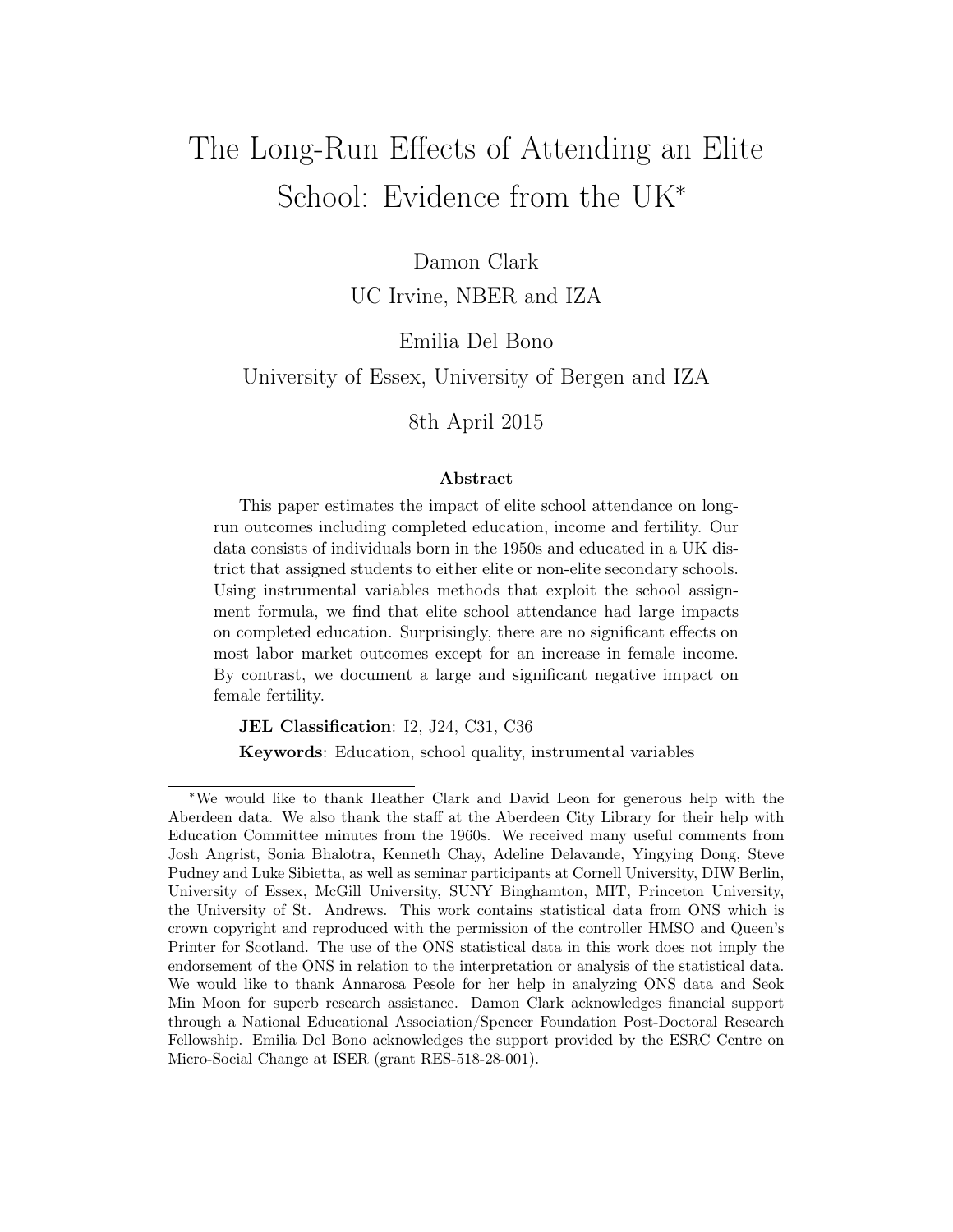# The Long-Run Effects of Attending an Elite School: Evidence from the UK*

Damon Clark
UC Irvine, NBER and IZA

Emilia Del Bono
University of Essex, University of Bergen and IZA

8th April 2015

### Abstract

This paper estimates the impact of elite school attendance on long-run outcomes including completed education, income and fertility. Our data consists of individuals born in the 1950s and educated in a UK district that assigned students to either elite or non-elite secondary schools. Using instrumental variables methods that exploit the school assignment formula, we find that elite school attendance had large impacts on completed education. Surprisingly, there are no significant effects on most labor market outcomes except for an increase in female income. By contrast, we document a large and significant negative impact on female fertility.

**JEL Classification**: I2, J24, C31, C36

**Keywords**: Education, school quality, instrumental variables

---

*We would like to thank Heather Clark and David Leon for generous help with the Aberdeen data. We also thank the staff at the Aberdeen City Library for their help with Education Committee minutes from the 1960s. We received many useful comments from Josh Angrist, Sonia Bhalotra, Kenneth Chay, Adeline Delavande, Yingying Dong, Steve Pudney and Luke Sibietta, as well as seminar participants at Cornell University, DIW Berlin, University of Essex, McGill University, SUNY Binghamton, MIT, Princeton University, the University of St. Andrews. This work contains statistical data from ONS which is crown copyright and reproduced with the permission of the controller HMSO and Queen's Printer for Scotland. The use of the ONS statistical data in this work does not imply the endorsement of the ONS in relation to the interpretation or analysis of the statistical data. We would like to thank Annarosa Pesole for her help in analyzing ONS data and Seok Min Moon for superb research assistance. Damon Clark acknowledges financial support through a National Educational Association/Spencer Foundation Post-Doctoral Research Fellowship. Emilia Del Bono acknowledges the support provided by the ESRC Centre on Micro-Social Change at ISER (grant RES-518-28-001).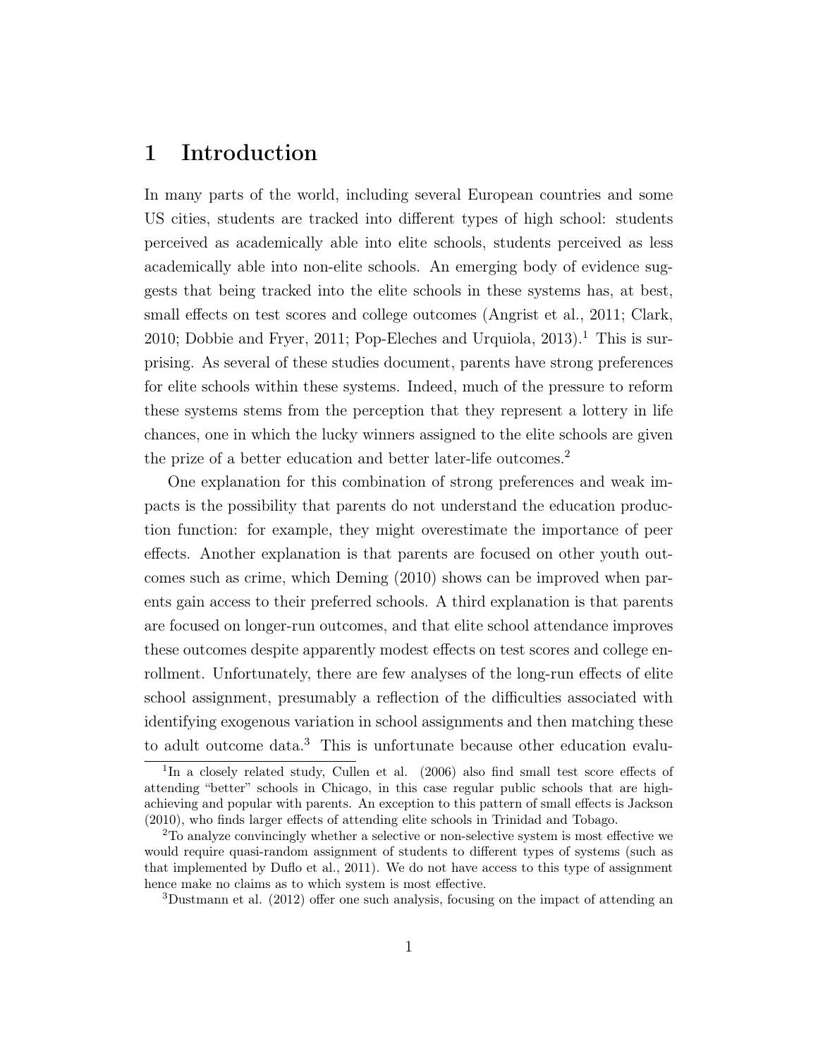# 1 Introduction

In many parts of the world, including several European countries and some US cities, students are tracked into different types of high school: students perceived as academically able into elite schools, students perceived as less academically able into non-elite schools. An emerging body of evidence suggests that being tracked into the elite schools in these systems has, at best, small effects on test scores and college outcomes (Angrist et al., 2011; Clark, 2010; Dobbie and Fryer, 2011; Pop-Eleches and Urquiola, 2013).[1] This is surprising. As several of these studies document, parents have strong preferences for elite schools within these systems. Indeed, much of the pressure to reform these systems stems from the perception that they represent a lottery in life chances, one in which the lucky winners assigned to the elite schools are given the prize of a better education and better later-life outcomes.[2]

One explanation for this combination of strong preferences and weak impacts is the possibility that parents do not understand the education production function: for example, they might overestimate the importance of peer effects. Another explanation is that parents are focused on other youth outcomes such as crime, which Deming (2010) shows can be improved when parents gain access to their preferred schools. A third explanation is that parents are focused on longer-run outcomes, and that elite school attendance improves these outcomes despite apparently modest effects on test scores and college enrollment. Unfortunately, there are few analyses of the long-run effects of elite school assignment, presumably a reflection of the difficulties associated with identifying exogenous variation in school assignments and then matching these to adult outcome data.[3] This is unfortunate because other education evalu-

[1] In a closely related study, Cullen et al. (2006) also find small test score effects of attending "better" schools in Chicago, in this case regular public schools that are high-achieving and popular with parents. An exception to this pattern of small effects is Jackson (2010), who finds larger effects of attending elite schools in Trinidad and Tobago.

[2] To analyze convincingly whether a selective or non-selective system is most effective we would require quasi-random assignment of students to different types of systems (such as that implemented by Duflo et al., 2011). We do not have access to this type of assignment hence make no claims as to which system is most effective.

[3] Dustmann et al. (2012) offer one such analysis, focusing on the impact of attending an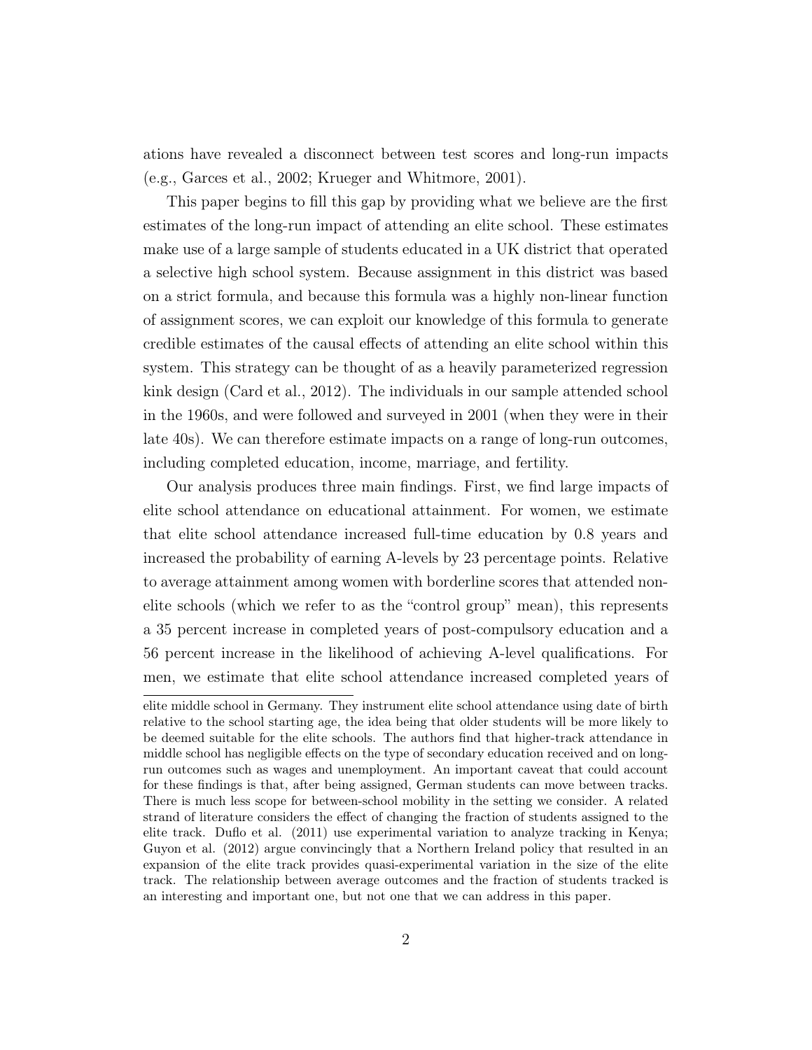ations have revealed a disconnect between test scores and long-run impacts (e.g., Garces et al., 2002; Krueger and Whitmore, 2001).

This paper begins to fill this gap by providing what we believe are the first estimates of the long-run impact of attending an elite school. These estimates make use of a large sample of students educated in a UK district that operated a selective high school system. Because assignment in this district was based on a strict formula, and because this formula was a highly non-linear function of assignment scores, we can exploit our knowledge of this formula to generate credible estimates of the causal effects of attending an elite school within this system. This strategy can be thought of as a heavily parameterized regression kink design (Card et al., 2012). The individuals in our sample attended school in the 1960s, and were followed and surveyed in 2001 (when they were in their late 40s). We can therefore estimate impacts on a range of long-run outcomes, including completed education, income, marriage, and fertility.

Our analysis produces three main findings. First, we find large impacts of elite school attendance on educational attainment. For women, we estimate that elite school attendance increased full-time education by 0.8 years and increased the probability of earning A-levels by 23 percentage points. Relative to average attainment among women with borderline scores that attended non-elite schools (which we refer to as the "control group" mean), this represents a 35 percent increase in completed years of post-compulsory education and a 56 percent increase in the likelihood of achieving A-level qualifications. For men, we estimate that elite school attendance increased completed years of

elite middle school in Germany. They instrument elite school attendance using date of birth relative to the school starting age, the idea being that older students will be more likely to be deemed suitable for the elite schools. The authors find that higher-track attendance in middle school has negligible effects on the type of secondary education received and on long-run outcomes such as wages and unemployment. An important caveat that could account for these findings is that, after being assigned, German students can move between tracks. There is much less scope for between-school mobility in the setting we consider. A related strand of literature considers the effect of changing the fraction of students assigned to the elite track. Duflo et al. (2011) use experimental variation to analyze tracking in Kenya; Guyon et al. (2012) argue convincingly that a Northern Ireland policy that resulted in an expansion of the elite track provides quasi-experimental variation in the size of the elite track. The relationship between average outcomes and the fraction of students tracked is an interesting and important one, but not one that we can address in this paper.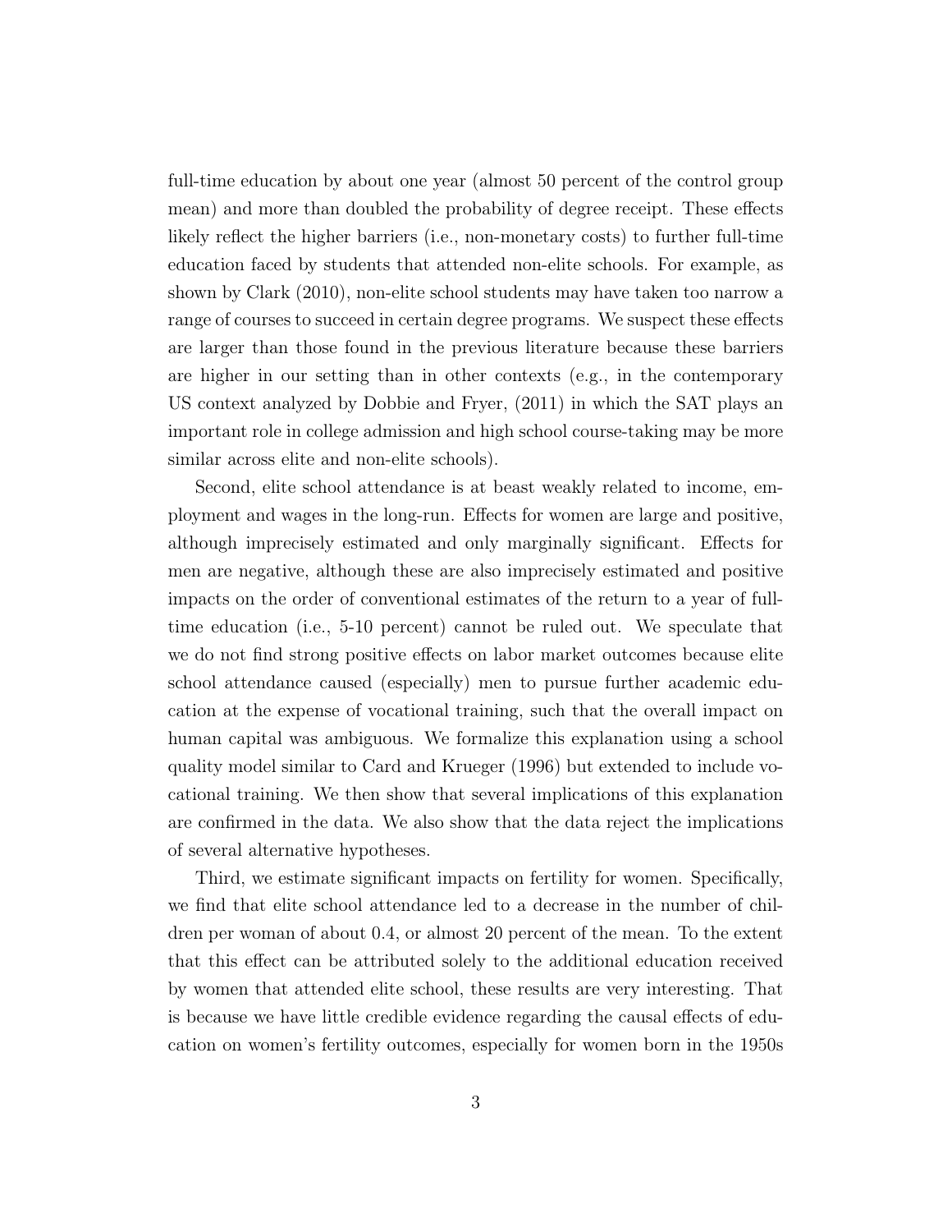full-time education by about one year (almost 50 percent of the control group mean) and more than doubled the probability of degree receipt. These effects likely reflect the higher barriers (i.e., non-monetary costs) to further full-time education faced by students that attended non-elite schools. For example, as shown by Clark (2010), non-elite school students may have taken too narrow a range of courses to succeed in certain degree programs. We suspect these effects are larger than those found in the previous literature because these barriers are higher in our setting than in other contexts (e.g., in the contemporary US context analyzed by Dobbie and Fryer, (2011) in which the SAT plays an important role in college admission and high school course-taking may be more similar across elite and non-elite schools).

Second, elite school attendance is at beast weakly related to income, employment and wages in the long-run. Effects for women are large and positive, although imprecisely estimated and only marginally significant. Effects for men are negative, although these are also imprecisely estimated and positive impacts on the order of conventional estimates of the return to a year of full-time education (i.e., 5-10 percent) cannot be ruled out. We speculate that we do not find strong positive effects on labor market outcomes because elite school attendance caused (especially) men to pursue further academic education at the expense of vocational training, such that the overall impact on human capital was ambiguous. We formalize this explanation using a school quality model similar to Card and Krueger (1996) but extended to include vocational training. We then show that several implications of this explanation are confirmed in the data. We also show that the data reject the implications of several alternative hypotheses.

Third, we estimate significant impacts on fertility for women. Specifically, we find that elite school attendance led to a decrease in the number of children per woman of about 0.4, or almost 20 percent of the mean. To the extent that this effect can be attributed solely to the additional education received by women that attended elite school, these results are very interesting. That is because we have little credible evidence regarding the causal effects of education on women's fertility outcomes, especially for women born in the 1950s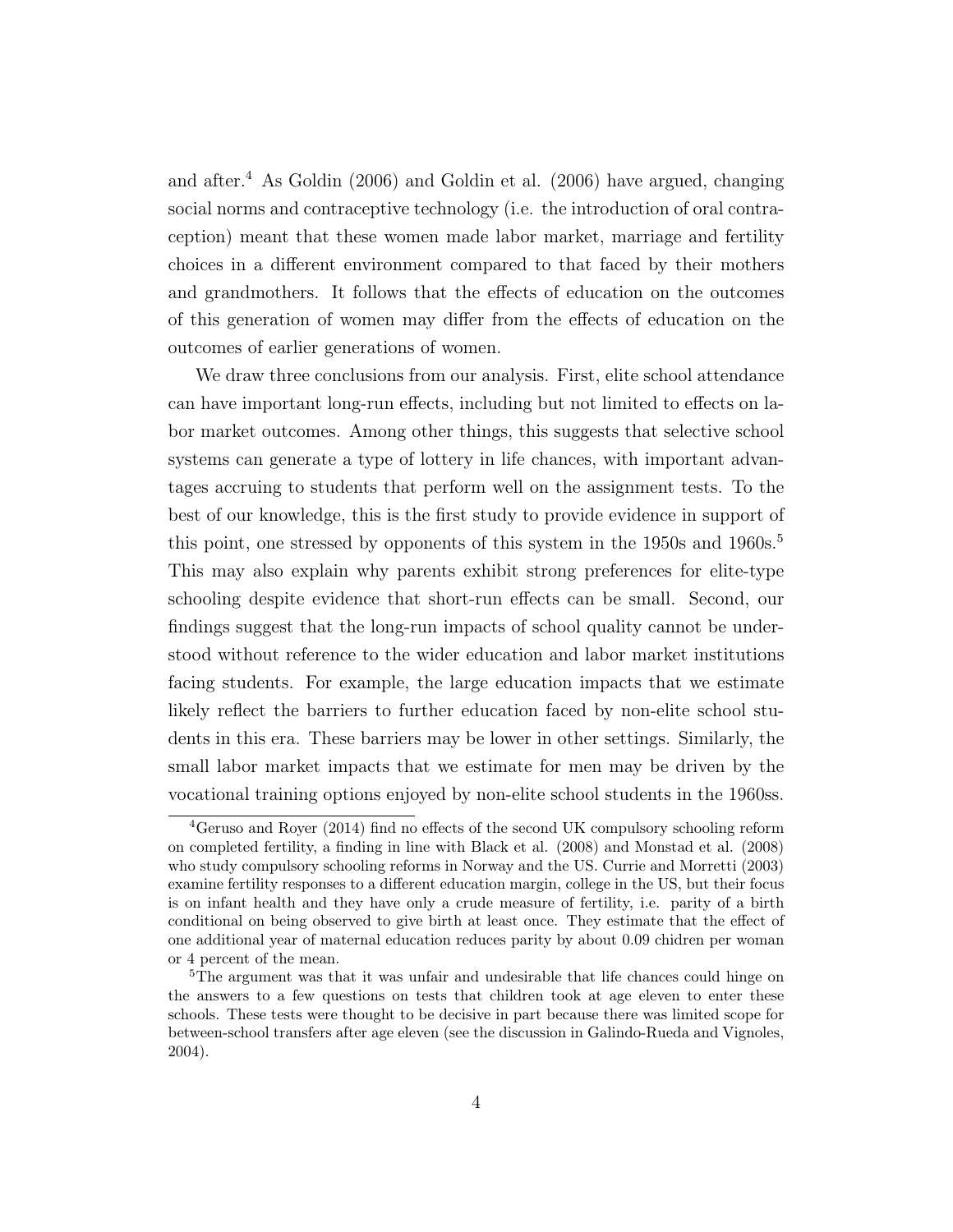and after.[4] As Goldin (2006) and Goldin et al. (2006) have argued, changing social norms and contraceptive technology (i.e. the introduction of oral contraception) meant that these women made labor market, marriage and fertility choices in a different environment compared to that faced by their mothers and grandmothers. It follows that the effects of education on the outcomes of this generation of women may differ from the effects of education on the outcomes of earlier generations of women.

We draw three conclusions from our analysis. First, elite school attendance can have important long-run effects, including but not limited to effects on labor market outcomes. Among other things, this suggests that selective school systems can generate a type of lottery in life chances, with important advantages accruing to students that perform well on the assignment tests. To the best of our knowledge, this is the first study to provide evidence in support of this point, one stressed by opponents of this system in the 1950s and 1960s.[5] This may also explain why parents exhibit strong preferences for elite-type schooling despite evidence that short-run effects can be small. Second, our findings suggest that the long-run impacts of school quality cannot be understood without reference to the wider education and labor market institutions facing students. For example, the large education impacts that we estimate likely reflect the barriers to further education faced by non-elite school students in this era. These barriers may be lower in other settings. Similarly, the small labor market impacts that we estimate for men may be driven by the vocational training options enjoyed by non-elite school students in the 1960ss.

[4] Geruso and Royer (2014) find no effects of the second UK compulsory schooling reform on completed fertility, a finding in line with Black et al. (2008) and Monstad et al. (2008) who study compulsory schooling reforms in Norway and the US. Currie and Morretti (2003) examine fertility responses to a different education margin, college in the US, but their focus is on infant health and they have only a crude measure of fertility, i.e. parity of a birth conditional on being observed to give birth at least once. They estimate that the effect of one additional year of maternal education reduces parity by about 0.09 chidren per woman or 4 percent of the mean.

[5] The argument was that it was unfair and undesirable that life chances could hinge on the answers to a few questions on tests that children took at age eleven to enter these schools. These tests were thought to be decisive in part because there was limited scope for between-school transfers after age eleven (see the discussion in Galindo-Rueda and Vignoles, 2004).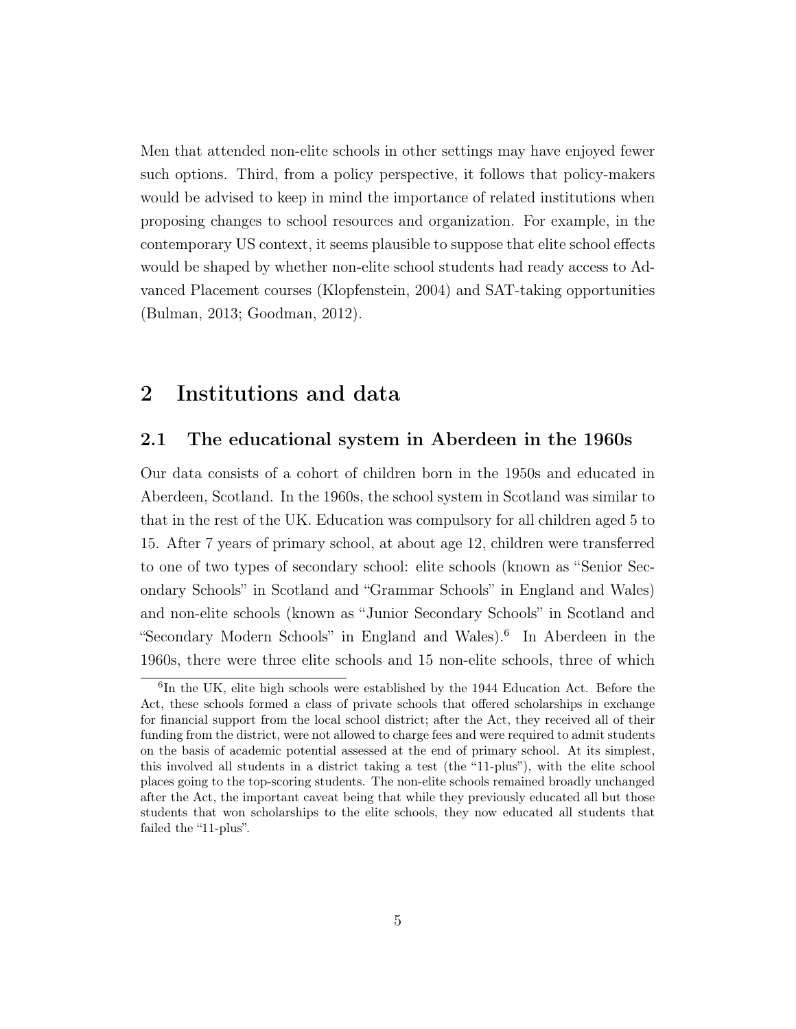Men that attended non-elite schools in other settings may have enjoyed fewer such options. Third, from a policy perspective, it follows that policy-makers would be advised to keep in mind the importance of related institutions when proposing changes to school resources and organization. For example, in the contemporary US context, it seems plausible to suppose that elite school effects would be shaped by whether non-elite school students had ready access to Advanced Placement courses (Klopfenstein, 2004) and SAT-taking opportunities (Bulman, 2013; Goodman, 2012).

## 2 Institutions and data

### 2.1 The educational system in Aberdeen in the 1960s

Our data consists of a cohort of children born in the 1950s and educated in Aberdeen, Scotland. In the 1960s, the school system in Scotland was similar to that in the rest of the UK. Education was compulsory for all children aged 5 to 15. After 7 years of primary school, at about age 12, children were transferred to one of two types of secondary school: elite schools (known as "Senior Secondary Schools" in Scotland and "Grammar Schools" in England and Wales) and non-elite schools (known as "Junior Secondary Schools" in Scotland and "Secondary Modern Schools" in England and Wales).[6] In Aberdeen in the 1960s, there were three elite schools and 15 non-elite schools, three of which

[6] In the UK, elite high schools were established by the 1944 Education Act. Before the Act, these schools formed a class of private schools that offered scholarships in exchange for financial support from the local school district; after the Act, they received all of their funding from the district, were not allowed to charge fees and were required to admit students on the basis of academic potential assessed at the end of primary school. At its simplest, this involved all students in a district taking a test (the "11-plus"), with the elite school places going to the top-scoring students. The non-elite schools remained broadly unchanged after the Act, the important caveat being that while they previously educated all but those students that won scholarships to the elite schools, they now educated all students that failed the "11-plus".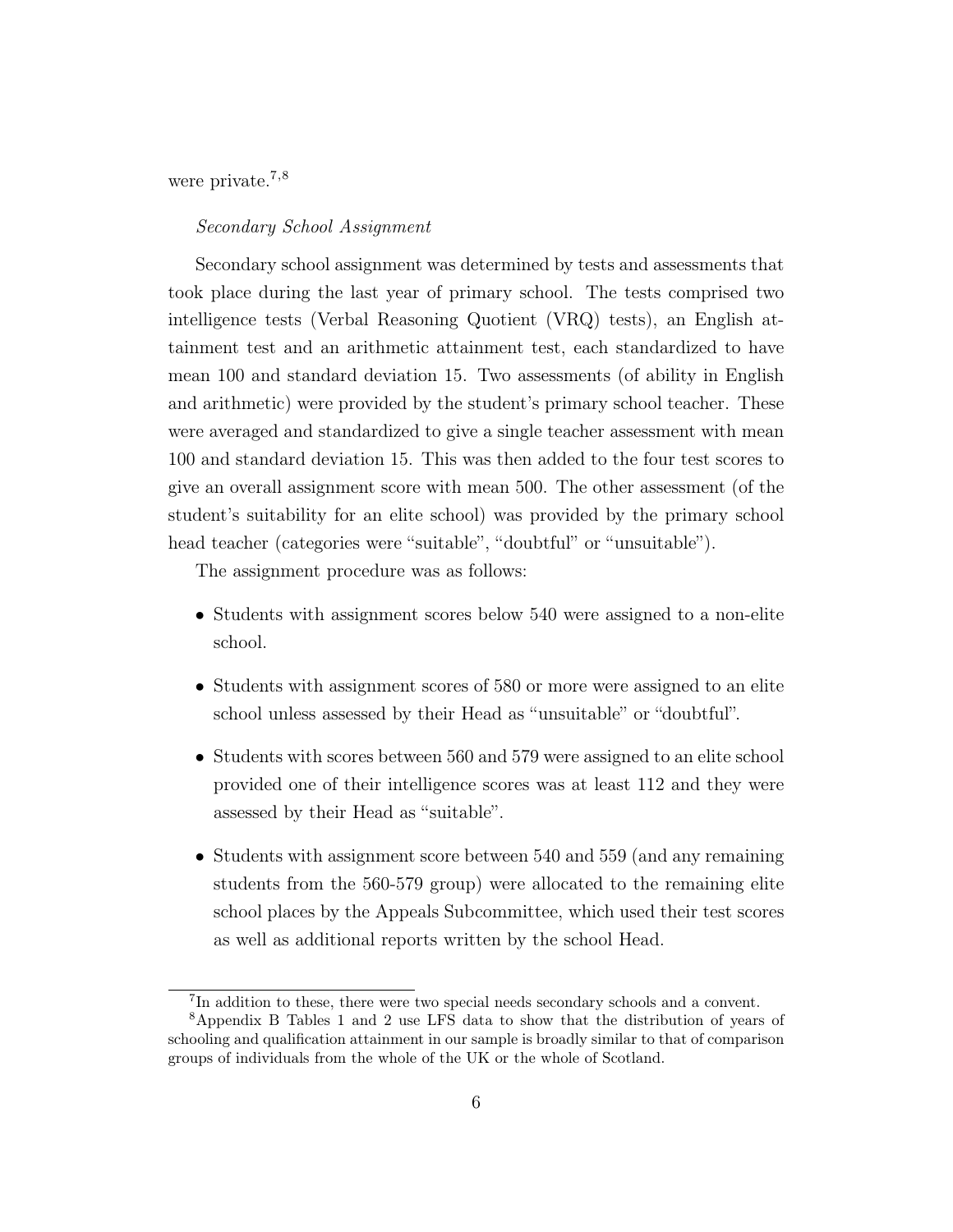were private.[7,8]

*Secondary School Assignment*

Secondary school assignment was determined by tests and assessments that took place during the last year of primary school. The tests comprised two intelligence tests (Verbal Reasoning Quotient (VRQ) tests), an English attainment test and an arithmetic attainment test, each standardized to have mean 100 and standard deviation 15. Two assessments (of ability in English and arithmetic) were provided by the student's primary school teacher. These were averaged and standardized to give a single teacher assessment with mean 100 and standard deviation 15. This was then added to the four test scores to give an overall assignment score with mean 500. The other assessment (of the student's suitability for an elite school) was provided by the primary school head teacher (categories were "suitable", "doubtful" or "unsuitable").

The assignment procedure was as follows:

- Students with assignment scores below 540 were assigned to a non-elite school.
- Students with assignment scores of 580 or more were assigned to an elite school unless assessed by their Head as "unsuitable" or "doubtful".
- Students with scores between 560 and 579 were assigned to an elite school provided one of their intelligence scores was at least 112 and they were assessed by their Head as "suitable".
- Students with assignment score between 540 and 559 (and any remaining students from the 560-579 group) were allocated to the remaining elite school places by the Appeals Subcommittee, which used their test scores as well as additional reports written by the school Head.

[7] In addition to these, there were two special needs secondary schools and a convent.

[8] Appendix B Tables 1 and 2 use LFS data to show that the distribution of years of schooling and qualification attainment in our sample is broadly similar to that of comparison groups of individuals from the whole of the UK or the whole of Scotland.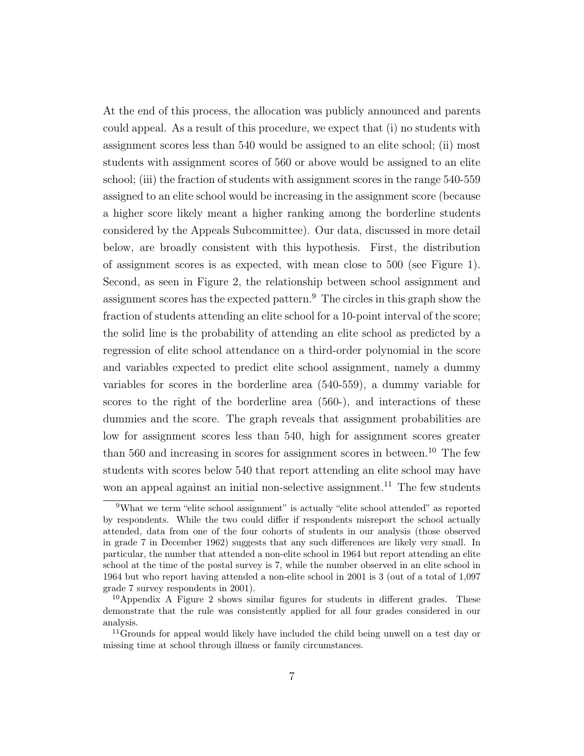At the end of this process, the allocation was publicly announced and parents could appeal. As a result of this procedure, we expect that (i) no students with assignment scores less than 540 would be assigned to an elite school; (ii) most students with assignment scores of 560 or above would be assigned to an elite school; (iii) the fraction of students with assignment scores in the range 540-559 assigned to an elite school would be increasing in the assignment score (because a higher score likely meant a higher ranking among the borderline students considered by the Appeals Subcommittee). Our data, discussed in more detail below, are broadly consistent with this hypothesis. First, the distribution of assignment scores is as expected, with mean close to 500 (see Figure 1). Second, as seen in Figure 2, the relationship between school assignment and assignment scores has the expected pattern.[9] The circles in this graph show the fraction of students attending an elite school for a 10-point interval of the score; the solid line is the probability of attending an elite school as predicted by a regression of elite school attendance on a third-order polynomial in the score and variables expected to predict elite school assignment, namely a dummy variables for scores in the borderline area (540-559), a dummy variable for scores to the right of the borderline area (560-), and interactions of these dummies and the score. The graph reveals that assignment probabilities are low for assignment scores less than 540, high for assignment scores greater than 560 and increasing in scores for assignment scores in between.[10] The few students with scores below 540 that report attending an elite school may have won an appeal against an initial non-selective assignment.[11] The few students

[9]What we term "elite school assignment" is actually "elite school attended" as reported by respondents. While the two could differ if respondents misreport the school actually attended, data from one of the four cohorts of students in our analysis (those observed in grade 7 in December 1962) suggests that any such differences are likely very small. In particular, the number that attended a non-elite school in 1964 but report attending an elite school at the time of the postal survey is 7, while the number observed in an elite school in 1964 but who report having attended a non-elite school in 2001 is 3 (out of a total of 1,097 grade 7 survey respondents in 2001).

[10]Appendix A Figure 2 shows similar figures for students in different grades. These demonstrate that the rule was consistently applied for all four grades considered in our analysis.

[11]Grounds for appeal would likely have included the child being unwell on a test day or missing time at school through illness or family circumstances.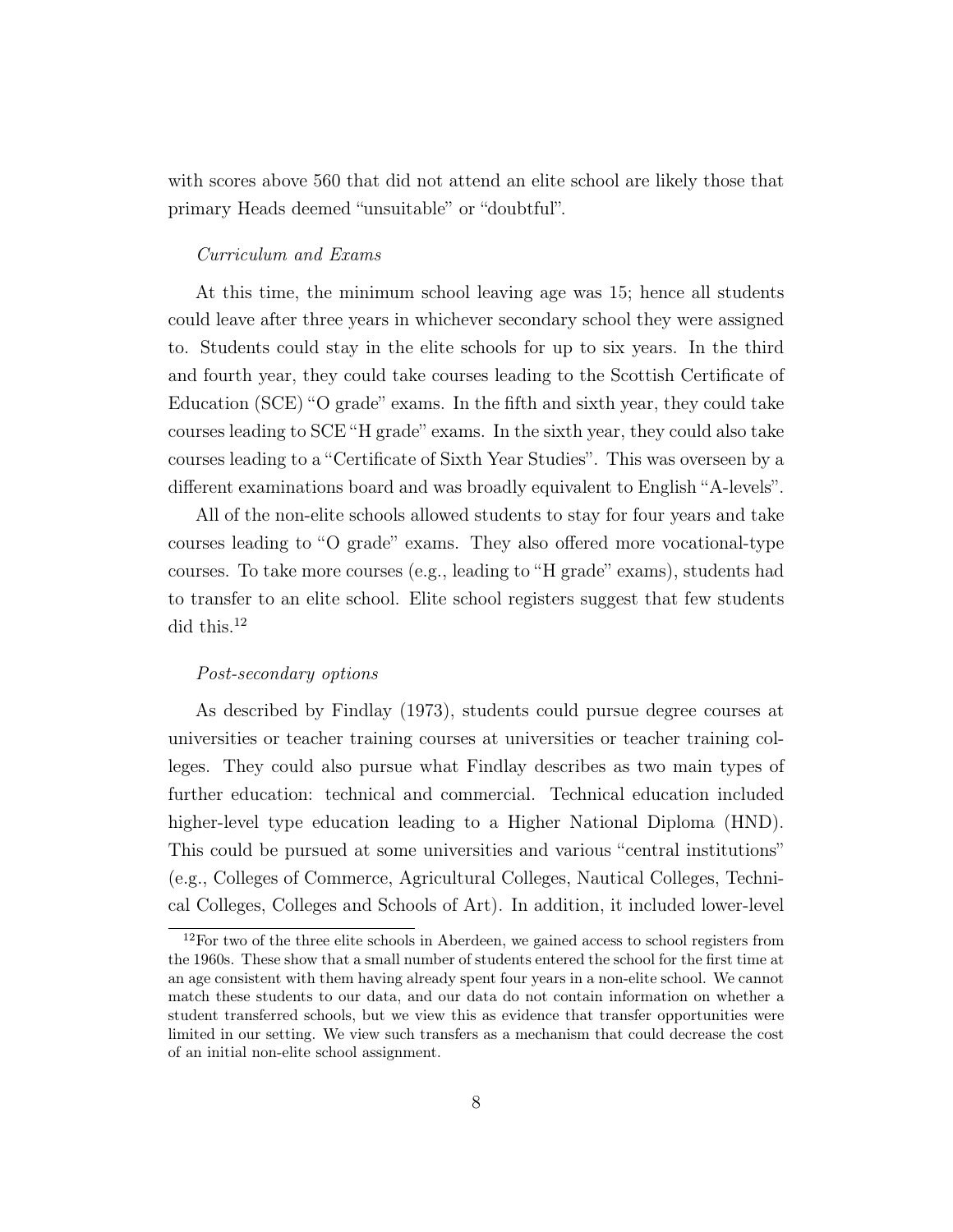with scores above 560 that did not attend an elite school are likely those that primary Heads deemed "unsuitable" or "doubtful".

*Curriculum and Exams*

At this time, the minimum school leaving age was 15; hence all students could leave after three years in whichever secondary school they were assigned to. Students could stay in the elite schools for up to six years. In the third and fourth year, they could take courses leading to the Scottish Certificate of Education (SCE) "O grade" exams. In the fifth and sixth year, they could take courses leading to SCE "H grade" exams. In the sixth year, they could also take courses leading to a "Certificate of Sixth Year Studies". This was overseen by a different examinations board and was broadly equivalent to English "A-levels".

All of the non-elite schools allowed students to stay for four years and take courses leading to "O grade" exams. They also offered more vocational-type courses. To take more courses (e.g., leading to "H grade" exams), students had to transfer to an elite school. Elite school registers suggest that few students did this.[12]

*Post-secondary options*

As described by Findlay (1973), students could pursue degree courses at universities or teacher training courses at universities or teacher training colleges. They could also pursue what Findlay describes as two main types of further education: technical and commercial. Technical education included higher-level type education leading to a Higher National Diploma (HND). This could be pursued at some universities and various "central institutions" (e.g., Colleges of Commerce, Agricultural Colleges, Nautical Colleges, Technical Colleges, Colleges and Schools of Art). In addition, it included lower-level

[12] For two of the three elite schools in Aberdeen, we gained access to school registers from the 1960s. These show that a small number of students entered the school for the first time at an age consistent with them having already spent four years in a non-elite school. We cannot match these students to our data, and our data do not contain information on whether a student transferred schools, but we view this as evidence that transfer opportunities were limited in our setting. We view such transfers as a mechanism that could decrease the cost of an initial non-elite school assignment.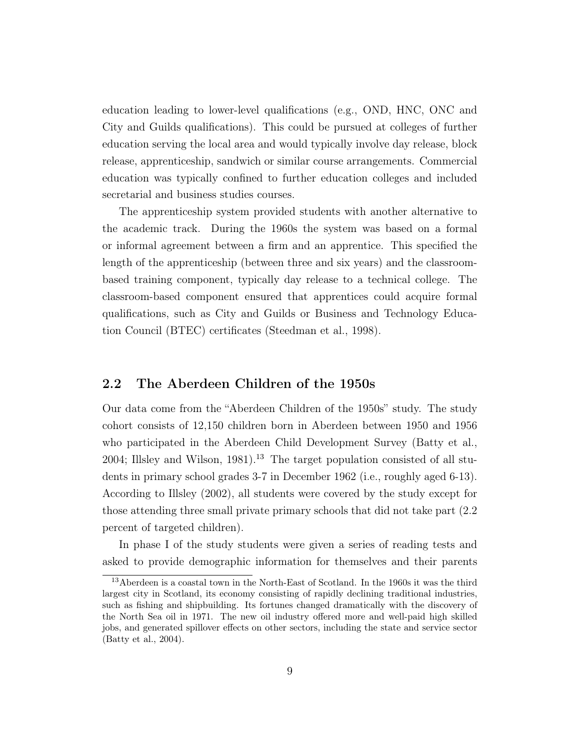education leading to lower-level qualifications (e.g., OND, HNC, ONC and City and Guilds qualifications). This could be pursued at colleges of further education serving the local area and would typically involve day release, block release, apprenticeship, sandwich or similar course arrangements. Commercial education was typically confined to further education colleges and included secretarial and business studies courses.

The apprenticeship system provided students with another alternative to the academic track. During the 1960s the system was based on a formal or informal agreement between a firm and an apprentice. This specified the length of the apprenticeship (between three and six years) and the classroom-based training component, typically day release to a technical college. The classroom-based component ensured that apprentices could acquire formal qualifications, such as City and Guilds or Business and Technology Education Council (BTEC) certificates (Steedman et al., 1998).

## 2.2 The Aberdeen Children of the 1950s

Our data come from the "Aberdeen Children of the 1950s" study. The study cohort consists of 12,150 children born in Aberdeen between 1950 and 1956 who participated in the Aberdeen Child Development Survey (Batty et al., 2004; Illsley and Wilson, 1981).[13] The target population consisted of all students in primary school grades 3-7 in December 1962 (i.e., roughly aged 6-13). According to Illsley (2002), all students were covered by the study except for those attending three small private primary schools that did not take part (2.2 percent of targeted children).

In phase I of the study students were given a series of reading tests and asked to provide demographic information for themselves and their parents

[13] Aberdeen is a coastal town in the North-East of Scotland. In the 1960s it was the third largest city in Scotland, its economy consisting of rapidly declining traditional industries, such as fishing and shipbuilding. Its fortunes changed dramatically with the discovery of the North Sea oil in 1971. The new oil industry offered more and well-paid high skilled jobs, and generated spillover effects on other sectors, including the state and service sector (Batty et al., 2004).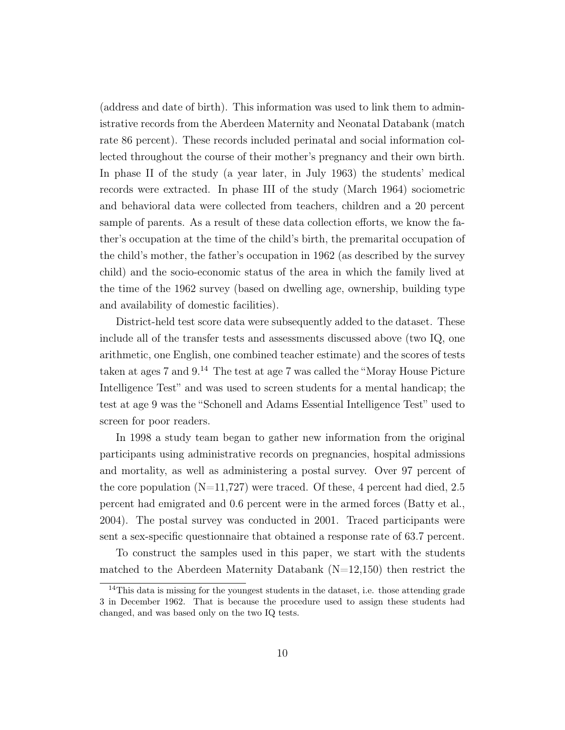(address and date of birth). This information was used to link them to administrative records from the Aberdeen Maternity and Neonatal Databank (match rate 86 percent). These records included perinatal and social information collected throughout the course of their mother's pregnancy and their own birth. In phase II of the study (a year later, in July 1963) the students' medical records were extracted. In phase III of the study (March 1964) sociometric and behavioral data were collected from teachers, children and a 20 percent sample of parents. As a result of these data collection efforts, we know the father's occupation at the time of the child's birth, the premarital occupation of the child's mother, the father's occupation in 1962 (as described by the survey child) and the socio-economic status of the area in which the family lived at the time of the 1962 survey (based on dwelling age, ownership, building type and availability of domestic facilities).

District-held test score data were subsequently added to the dataset. These include all of the transfer tests and assessments discussed above (two IQ, one arithmetic, one English, one combined teacher estimate) and the scores of tests taken at ages 7 and 9.[14] The test at age 7 was called the "Moray House Picture Intelligence Test" and was used to screen students for a mental handicap; the test at age 9 was the "Schonell and Adams Essential Intelligence Test" used to screen for poor readers.

In 1998 a study team began to gather new information from the original participants using administrative records on pregnancies, hospital admissions and mortality, as well as administering a postal survey. Over 97 percent of the core population (N=11,727) were traced. Of these, 4 percent had died, 2.5 percent had emigrated and 0.6 percent were in the armed forces (Batty et al., 2004). The postal survey was conducted in 2001. Traced participants were sent a sex-specific questionnaire that obtained a response rate of 63.7 percent.

To construct the samples used in this paper, we start with the students matched to the Aberdeen Maternity Databank (N=12,150) then restrict the

[14] This data is missing for the youngest students in the dataset, i.e. those attending grade 3 in December 1962. That is because the procedure used to assign these students had changed, and was based only on the two IQ tests.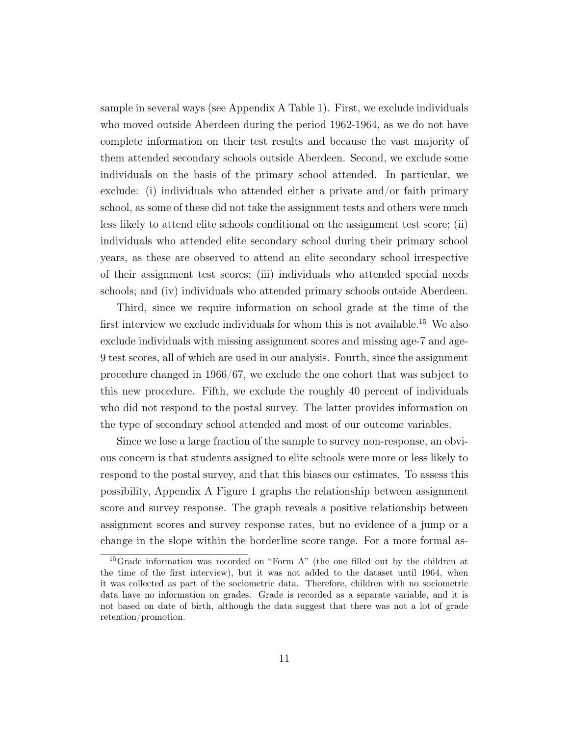sample in several ways (see Appendix A Table 1). First, we exclude individuals who moved outside Aberdeen during the period 1962-1964, as we do not have complete information on their test results and because the vast majority of them attended secondary schools outside Aberdeen. Second, we exclude some individuals on the basis of the primary school attended. In particular, we exclude: (i) individuals who attended either a private and/or faith primary school, as some of these did not take the assignment tests and others were much less likely to attend elite schools conditional on the assignment test score; (ii) individuals who attended elite secondary school during their primary school years, as these are observed to attend an elite secondary school irrespective of their assignment test scores; (iii) individuals who attended special needs schools; and (iv) individuals who attended primary schools outside Aberdeen.

Third, since we require information on school grade at the time of the first interview we exclude individuals for whom this is not available.[15] We also exclude individuals with missing assignment scores and missing age-7 and age-9 test scores, all of which are used in our analysis. Fourth, since the assignment procedure changed in 1966/67, we exclude the one cohort that was subject to this new procedure. Fifth, we exclude the roughly 40 percent of individuals who did not respond to the postal survey. The latter provides information on the type of secondary school attended and most of our outcome variables.

Since we lose a large fraction of the sample to survey non-response, an obvious concern is that students assigned to elite schools were more or less likely to respond to the postal survey, and that this biases our estimates. To assess this possibility, Appendix A Figure 1 graphs the relationship between assignment score and survey response. The graph reveals a positive relationship between assignment scores and survey response rates, but no evidence of a jump or a change in the slope within the borderline score range. For a more formal as-

[15] Grade information was recorded on "Form A" (the one filled out by the children at the time of the first interview), but it was not added to the dataset until 1964, when it was collected as part of the sociometric data. Therefore, children with no sociometric data have no information on grades. Grade is recorded as a separate variable, and it is not based on date of birth, although the data suggest that there was not a lot of grade retention/promotion.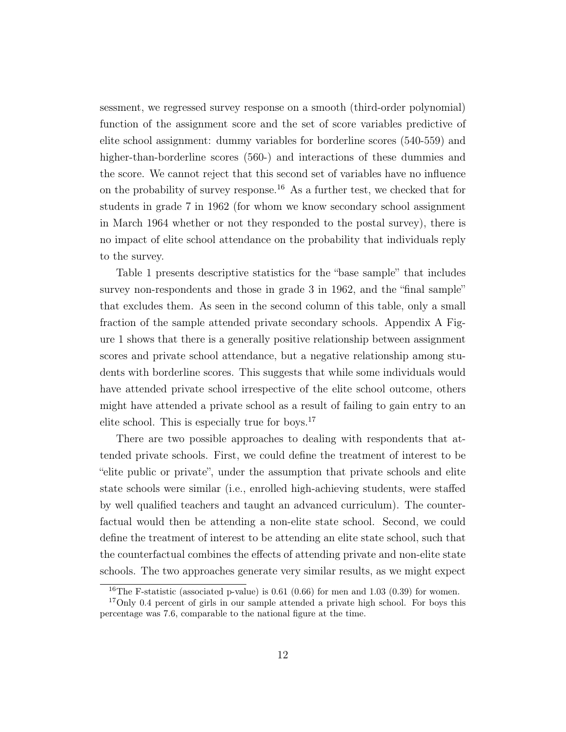sessment, we regressed survey response on a smooth (third-order polynomial) function of the assignment score and the set of score variables predictive of elite school assignment: dummy variables for borderline scores (540-559) and higher-than-borderline scores (560-) and interactions of these dummies and the score. We cannot reject that this second set of variables have no influence on the probability of survey response.[16] As a further test, we checked that for students in grade 7 in 1962 (for whom we know secondary school assignment in March 1964 whether or not they responded to the postal survey), there is no impact of elite school attendance on the probability that individuals reply to the survey.

Table 1 presents descriptive statistics for the "base sample" that includes survey non-respondents and those in grade 3 in 1962, and the "final sample" that excludes them. As seen in the second column of this table, only a small fraction of the sample attended private secondary schools. Appendix A Figure 1 shows that there is a generally positive relationship between assignment scores and private school attendance, but a negative relationship among students with borderline scores. This suggests that while some individuals would have attended private school irrespective of the elite school outcome, others might have attended a private school as a result of failing to gain entry to an elite school. This is especially true for boys.[17]

There are two possible approaches to dealing with respondents that attended private schools. First, we could define the treatment of interest to be "elite public or private", under the assumption that private schools and elite state schools were similar (i.e., enrolled high-achieving students, were staffed by well qualified teachers and taught an advanced curriculum). The counterfactual would then be attending a non-elite state school. Second, we could define the treatment of interest to be attending an elite state school, such that the counterfactual combines the effects of attending private and non-elite state schools. The two approaches generate very similar results, as we might expect

[16] The F-statistic (associated p-value) is 0.61 (0.66) for men and 1.03 (0.39) for women.

[17] Only 0.4 percent of girls in our sample attended a private high school. For boys this percentage was 7.6, comparable to the national figure at the time.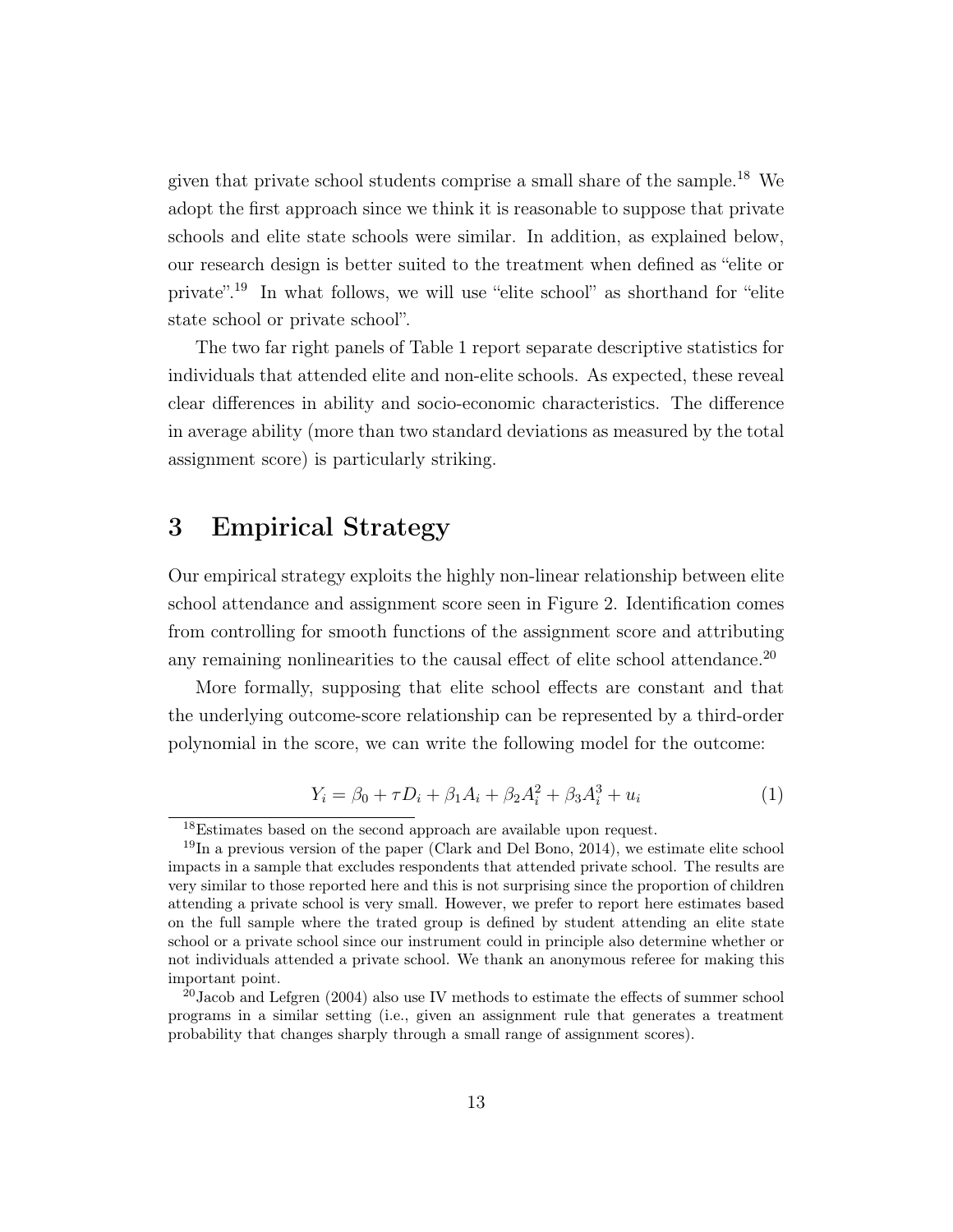given that private school students comprise a small share of the sample.[18] We adopt the first approach since we think it is reasonable to suppose that private schools and elite state schools were similar. In addition, as explained below, our research design is better suited to the treatment when defined as "elite or private".[19] In what follows, we will use "elite school" as shorthand for "elite state school or private school".

The two far right panels of Table 1 report separate descriptive statistics for individuals that attended elite and non-elite schools. As expected, these reveal clear differences in ability and socio-economic characteristics. The difference in average ability (more than two standard deviations as measured by the total assignment score) is particularly striking.

# 3 Empirical Strategy

Our empirical strategy exploits the highly non-linear relationship between elite school attendance and assignment score seen in Figure 2. Identification comes from controlling for smooth functions of the assignment score and attributing any remaining nonlinearities to the causal effect of elite school attendance.[20]

More formally, supposing that elite school effects are constant and that the underlying outcome-score relationship can be represented by a third-order polynomial in the score, we can write the following model for the outcome:

$$Y_i = \beta_0 + \tau D_i + \beta_1 A_i + \beta_2 A_i^2 + \beta_3 A_i^3 + u_i \tag{1}$$

[18] Estimates based on the second approach are available upon request.

[19] In a previous version of the paper (Clark and Del Bono, 2014), we estimate elite school impacts in a sample that excludes respondents that attended private school. The results are very similar to those reported here and this is not surprising since the proportion of children attending a private school is very small. However, we prefer to report here estimates based on the full sample where the trated group is defined by student attending an elite state school or a private school since our instrument could in principle also determine whether or not individuals attended a private school. We thank an anonymous referee for making this important point.

[20] Jacob and Lefgren (2004) also use IV methods to estimate the effects of summer school programs in a similar setting (i.e., given an assignment rule that generates a treatment probability that changes sharply through a small range of assignment scores).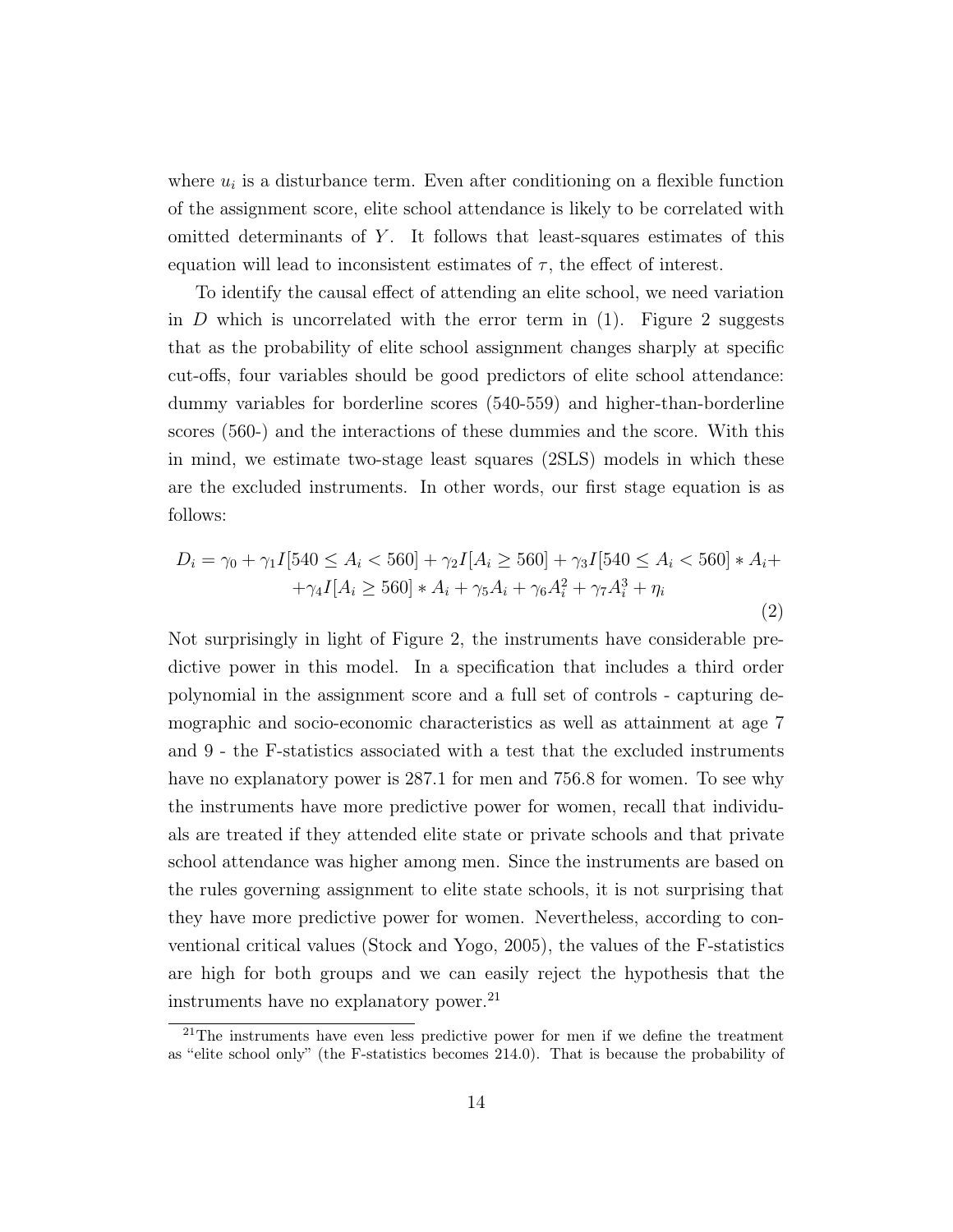where $u_i$ is a disturbance term. Even after conditioning on a flexible function of the assignment score, elite school attendance is likely to be correlated with omitted determinants of $Y$. It follows that least-squares estimates of this equation will lead to inconsistent estimates of $\tau$, the effect of interest.

To identify the causal effect of attending an elite school, we need variation in $D$ which is uncorrelated with the error term in (1). Figure 2 suggests that as the probability of elite school assignment changes sharply at specific cut-offs, four variables should be good predictors of elite school attendance: dummy variables for borderline scores (540-559) and higher-than-borderline scores (560-) and the interactions of these dummies and the score. With this in mind, we estimate two-stage least squares (2SLS) models in which these are the excluded instruments. In other words, our first stage equation is as follows:

$$D_i = \gamma_0 + \gamma_1 I[540 \leq A_i < 560] + \gamma_2 I[A_i \geq 560] + \gamma_3 I[540 \leq A_i < 560] * A_i + \\ + \gamma_4 I[A_i \geq 560] * A_i + \gamma_5 A_i + \gamma_6 A_i^2 + \gamma_7 A_i^3 + \eta_i \tag{2}$$

Not surprisingly in light of Figure 2, the instruments have considerable predictive power in this model. In a specification that includes a third order polynomial in the assignment score and a full set of controls - capturing demographic and socio-economic characteristics as well as attainment at age 7 and 9 - the F-statistics associated with a test that the excluded instruments have no explanatory power is 287.1 for men and 756.8 for women. To see why the instruments have more predictive power for women, recall that individuals are treated if they attended elite state or private schools and that private school attendance was higher among men. Since the instruments are based on the rules governing assignment to elite state schools, it is not surprising that they have more predictive power for women. Nevertheless, according to conventional critical values (Stock and Yogo, 2005), the values of the F-statistics are high for both groups and we can easily reject the hypothesis that the instruments have no explanatory power.[21]

[21] The instruments have even less predictive power for men if we define the treatment as "elite school only" (the F-statistics becomes 214.0). That is because the probability of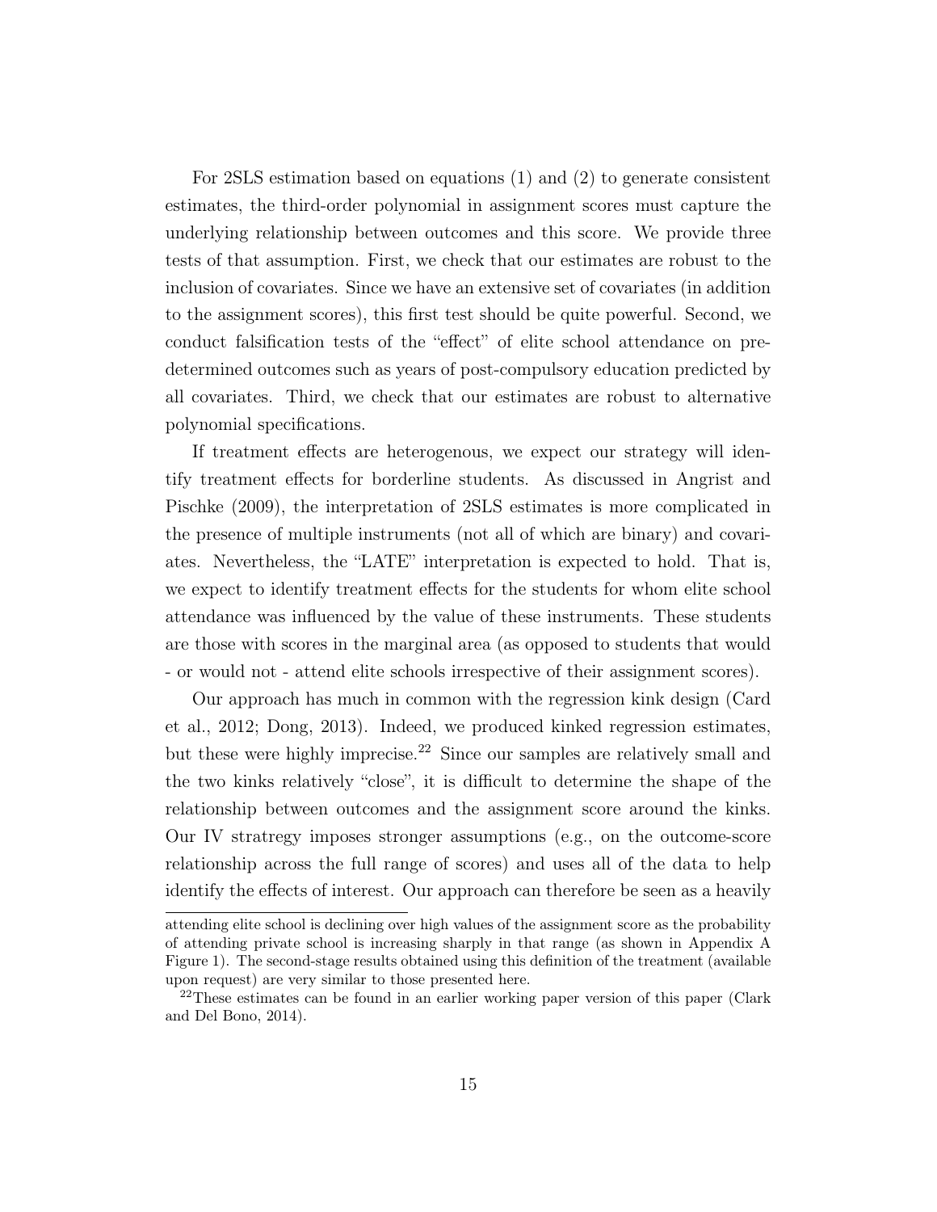For 2SLS estimation based on equations (1) and (2) to generate consistent estimates, the third-order polynomial in assignment scores must capture the underlying relationship between outcomes and this score. We provide three tests of that assumption. First, we check that our estimates are robust to the inclusion of covariates. Since we have an extensive set of covariates (in addition to the assignment scores), this first test should be quite powerful. Second, we conduct falsification tests of the "effect" of elite school attendance on predetermined outcomes such as years of post-compulsory education predicted by all covariates. Third, we check that our estimates are robust to alternative polynomial specifications.

If treatment effects are heterogenous, we expect our strategy will identify treatment effects for borderline students. As discussed in Angrist and Pischke (2009), the interpretation of 2SLS estimates is more complicated in the presence of multiple instruments (not all of which are binary) and covariates. Nevertheless, the "LATE" interpretation is expected to hold. That is, we expect to identify treatment effects for the students for whom elite school attendance was influenced by the value of these instruments. These students are those with scores in the marginal area (as opposed to students that would - or would not - attend elite schools irrespective of their assignment scores).

Our approach has much in common with the regression kink design (Card et al., 2012; Dong, 2013). Indeed, we produced kinked regression estimates, but these were highly imprecise.[22] Since our samples are relatively small and the two kinks relatively "close", it is difficult to determine the shape of the relationship between outcomes and the assignment score around the kinks. Our IV stratregy imposes stronger assumptions (e.g., on the outcome-score relationship across the full range of scores) and uses all of the data to help identify the effects of interest. Our approach can therefore be seen as a heavily

attending elite school is declining over high values of the assignment score as the probability of attending private school is increasing sharply in that range (as shown in Appendix A Figure 1). The second-stage results obtained using this definition of the treatment (available upon request) are very similar to those presented here.

[22] These estimates can be found in an earlier working paper version of this paper (Clark and Del Bono, 2014).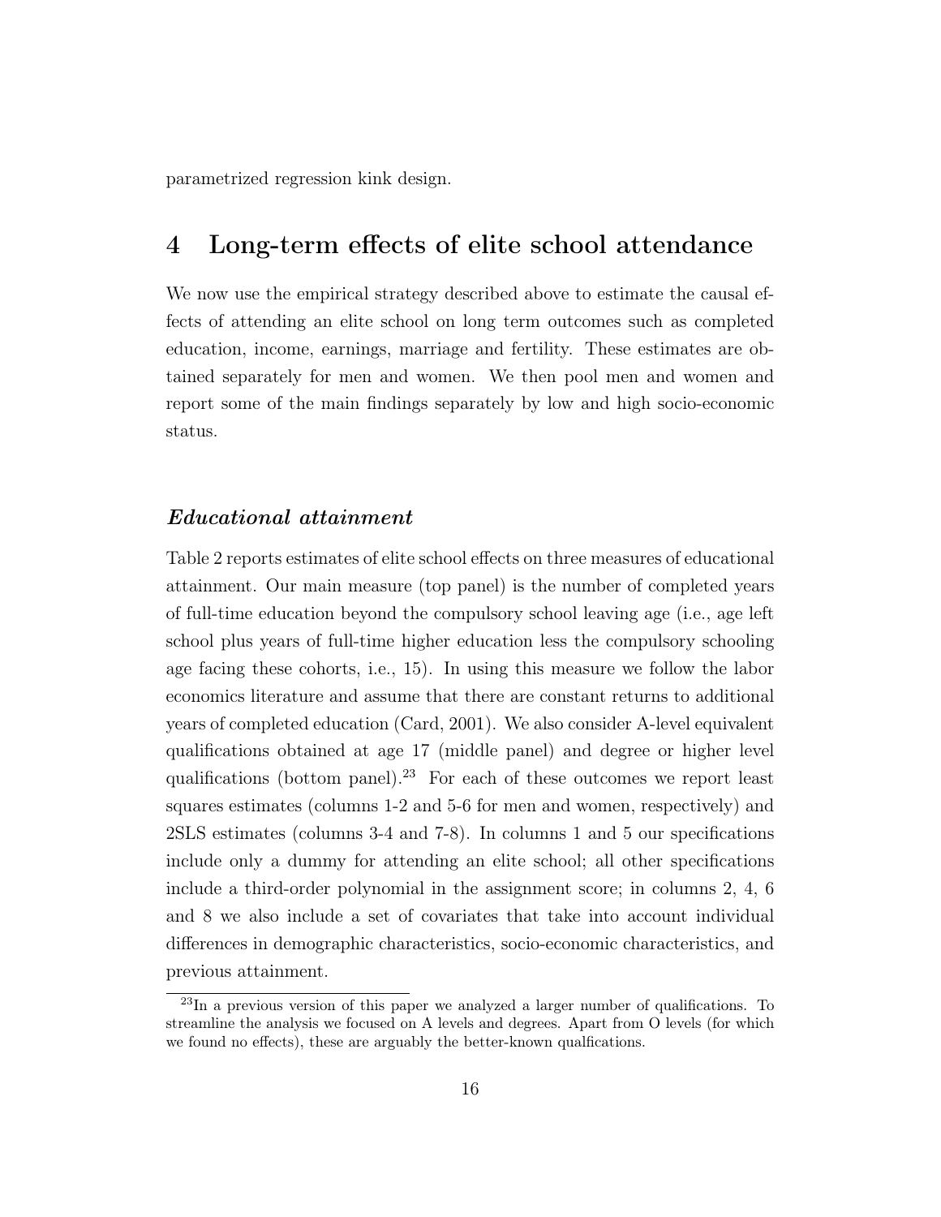parametrized regression kink design.

# 4 Long-term effects of elite school attendance

We now use the empirical strategy described above to estimate the causal effects of attending an elite school on long term outcomes such as completed education, income, earnings, marriage and fertility. These estimates are obtained separately for men and women. We then pool men and women and report some of the main findings separately by low and high socio-economic status.

### *Educational attainment*

Table 2 reports estimates of elite school effects on three measures of educational attainment. Our main measure (top panel) is the number of completed years of full-time education beyond the compulsory school leaving age (i.e., age left school plus years of full-time higher education less the compulsory schooling age facing these cohorts, i.e., 15). In using this measure we follow the labor economics literature and assume that there are constant returns to additional years of completed education (Card, 2001). We also consider A-level equivalent qualifications obtained at age 17 (middle panel) and degree or higher level qualifications (bottom panel).[23] For each of these outcomes we report least squares estimates (columns 1-2 and 5-6 for men and women, respectively) and 2SLS estimates (columns 3-4 and 7-8). In columns 1 and 5 our specifications include only a dummy for attending an elite school; all other specifications include a third-order polynomial in the assignment score; in columns 2, 4, 6 and 8 we also include a set of covariates that take into account individual differences in demographic characteristics, socio-economic characteristics, and previous attainment.

[23] In a previous version of this paper we analyzed a larger number of qualifications. To streamline the analysis we focused on A levels and degrees. Apart from O levels (for which we found no effects), these are arguably the better-known qualfications.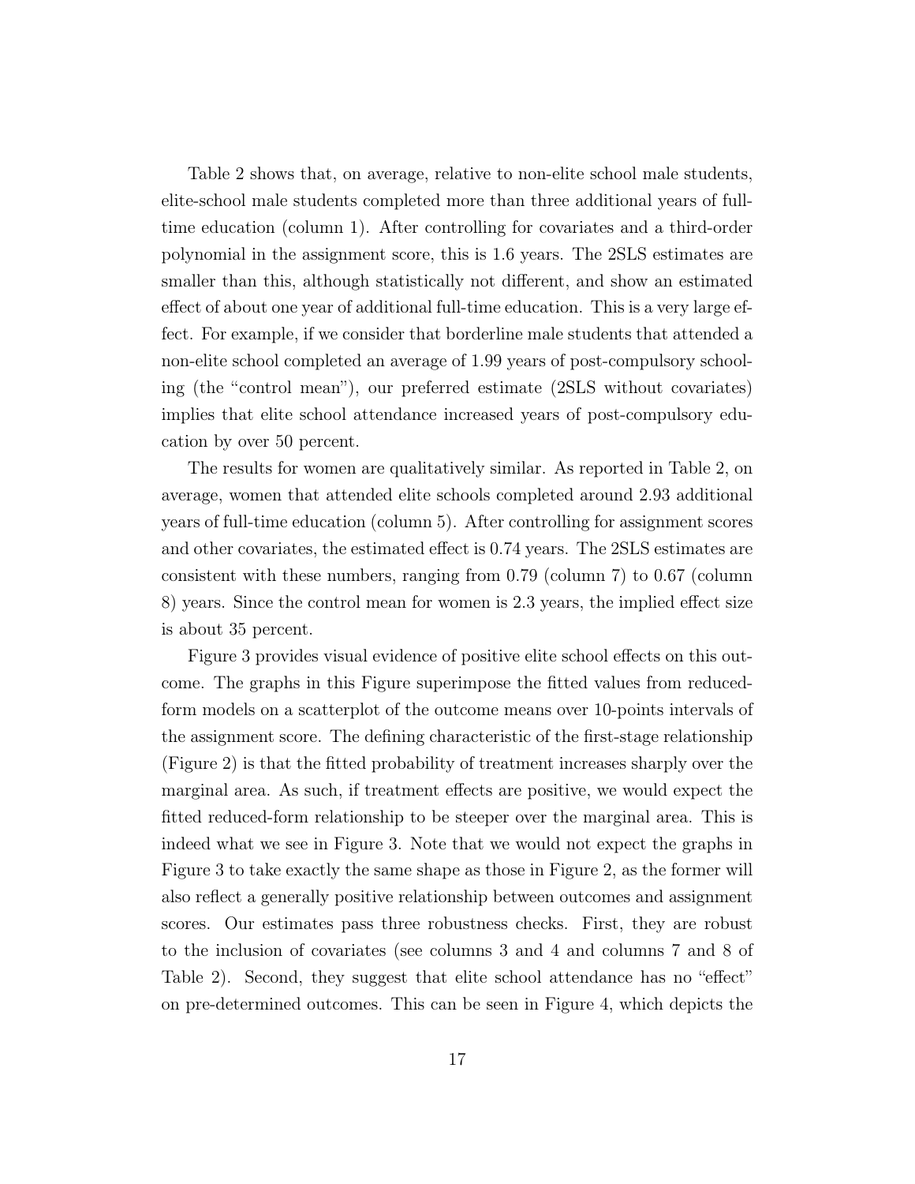Table 2 shows that, on average, relative to non-elite school male students, elite-school male students completed more than three additional years of full-time education (column 1). After controlling for covariates and a third-order polynomial in the assignment score, this is 1.6 years. The 2SLS estimates are smaller than this, although statistically not different, and show an estimated effect of about one year of additional full-time education. This is a very large effect. For example, if we consider that borderline male students that attended a non-elite school completed an average of 1.99 years of post-compulsory schooling (the "control mean"), our preferred estimate (2SLS without covariates) implies that elite school attendance increased years of post-compulsory education by over 50 percent.

The results for women are qualitatively similar. As reported in Table 2, on average, women that attended elite schools completed around 2.93 additional years of full-time education (column 5). After controlling for assignment scores and other covariates, the estimated effect is 0.74 years. The 2SLS estimates are consistent with these numbers, ranging from 0.79 (column 7) to 0.67 (column 8) years. Since the control mean for women is 2.3 years, the implied effect size is about 35 percent.

Figure 3 provides visual evidence of positive elite school effects on this outcome. The graphs in this Figure superimpose the fitted values from reduced-form models on a scatterplot of the outcome means over 10-points intervals of the assignment score. The defining characteristic of the first-stage relationship (Figure 2) is that the fitted probability of treatment increases sharply over the marginal area. As such, if treatment effects are positive, we would expect the fitted reduced-form relationship to be steeper over the marginal area. This is indeed what we see in Figure 3. Note that we would not expect the graphs in Figure 3 to take exactly the same shape as those in Figure 2, as the former will also reflect a generally positive relationship between outcomes and assignment scores. Our estimates pass three robustness checks. First, they are robust to the inclusion of covariates (see columns 3 and 4 and columns 7 and 8 of Table 2). Second, they suggest that elite school attendance has no "effect" on pre-determined outcomes. This can be seen in Figure 4, which depicts the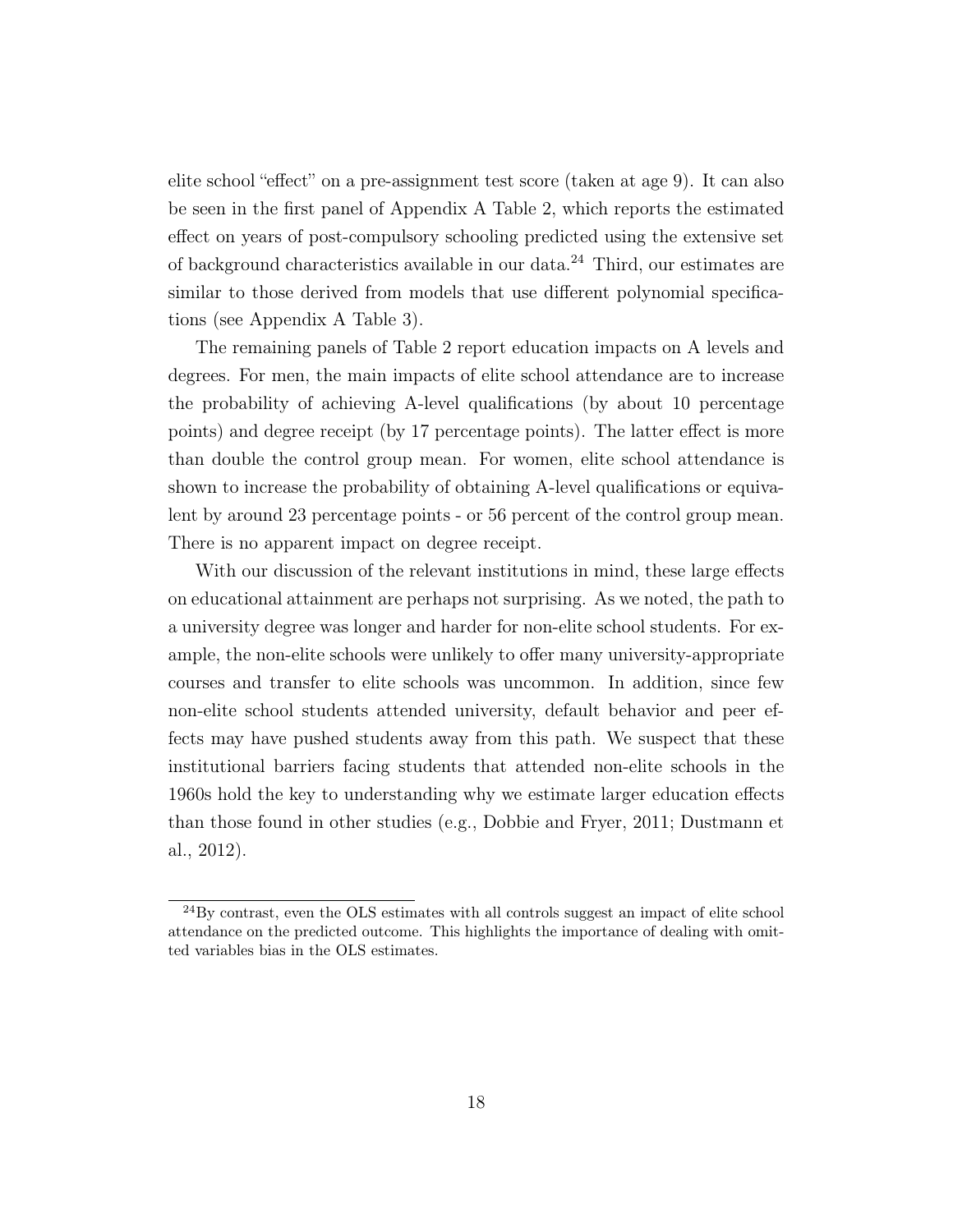elite school "effect" on a pre-assignment test score (taken at age 9). It can also be seen in the first panel of Appendix A Table 2, which reports the estimated effect on years of post-compulsory schooling predicted using the extensive set of background characteristics available in our data.[24] Third, our estimates are similar to those derived from models that use different polynomial specifications (see Appendix A Table 3).

The remaining panels of Table 2 report education impacts on A levels and degrees. For men, the main impacts of elite school attendance are to increase the probability of achieving A-level qualifications (by about 10 percentage points) and degree receipt (by 17 percentage points). The latter effect is more than double the control group mean. For women, elite school attendance is shown to increase the probability of obtaining A-level qualifications or equivalent by around 23 percentage points - or 56 percent of the control group mean. There is no apparent impact on degree receipt.

With our discussion of the relevant institutions in mind, these large effects on educational attainment are perhaps not surprising. As we noted, the path to a university degree was longer and harder for non-elite school students. For example, the non-elite schools were unlikely to offer many university-appropriate courses and transfer to elite schools was uncommon. In addition, since few non-elite school students attended university, default behavior and peer effects may have pushed students away from this path. We suspect that these institutional barriers facing students that attended non-elite schools in the 1960s hold the key to understanding why we estimate larger education effects than those found in other studies (e.g., Dobbie and Fryer, 2011; Dustmann et al., 2012).

[24]By contrast, even the OLS estimates with all controls suggest an impact of elite school attendance on the predicted outcome. This highlights the importance of dealing with omitted variables bias in the OLS estimates.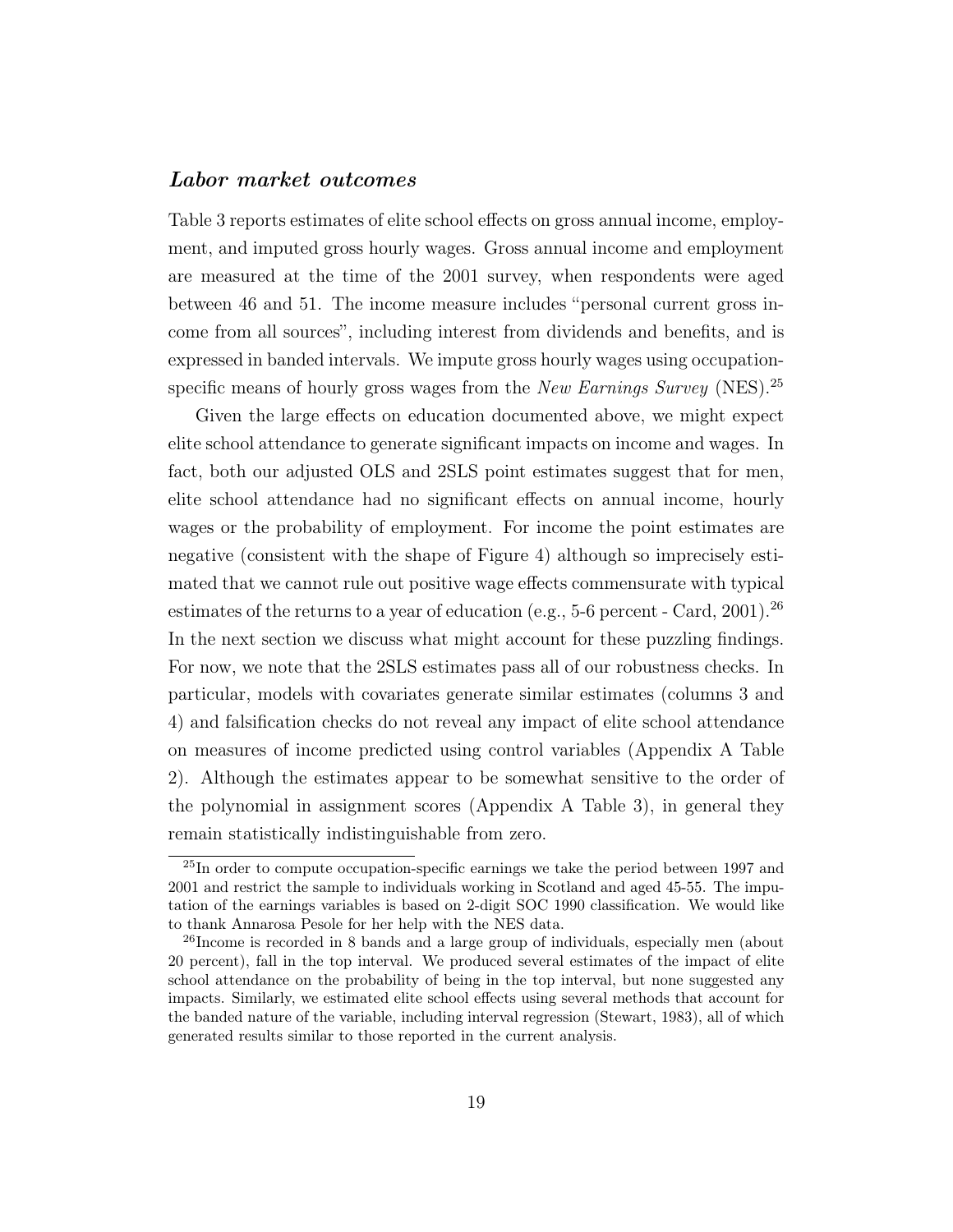### ***Labor market outcomes***

Table 3 reports estimates of elite school effects on gross annual income, employment, and imputed gross hourly wages. Gross annual income and employment are measured at the time of the 2001 survey, when respondents were aged between 46 and 51. The income measure includes "personal current gross income from all sources", including interest from dividends and benefits, and is expressed in banded intervals. We impute gross hourly wages using occupation-specific means of hourly gross wages from the *New Earnings Survey* (NES).[25]

Given the large effects on education documented above, we might expect elite school attendance to generate significant impacts on income and wages. In fact, both our adjusted OLS and 2SLS point estimates suggest that for men, elite school attendance had no significant effects on annual income, hourly wages or the probability of employment. For income the point estimates are negative (consistent with the shape of Figure 4) although so imprecisely estimated that we cannot rule out positive wage effects commensurate with typical estimates of the returns to a year of education (e.g., 5-6 percent - Card, 2001).[26] In the next section we discuss what might account for these puzzling findings. For now, we note that the 2SLS estimates pass all of our robustness checks. In particular, models with covariates generate similar estimates (columns 3 and 4) and falsification checks do not reveal any impact of elite school attendance on measures of income predicted using control variables (Appendix A Table 2). Although the estimates appear to be somewhat sensitive to the order of the polynomial in assignment scores (Appendix A Table 3), in general they remain statistically indistinguishable from zero.

---

[25] In order to compute occupation-specific earnings we take the period between 1997 and 2001 and restrict the sample to individuals working in Scotland and aged 45-55. The imputation of the earnings variables is based on 2-digit SOC 1990 classification. We would like to thank Annarosa Pesole for her help with the NES data.

[26] Income is recorded in 8 bands and a large group of individuals, especially men (about 20 percent), fall in the top interval. We produced several estimates of the impact of elite school attendance on the probability of being in the top interval, but none suggested any impacts. Similarly, we estimated elite school effects using several methods that account for the banded nature of the variable, including interval regression (Stewart, 1983), all of which generated results similar to those reported in the current analysis.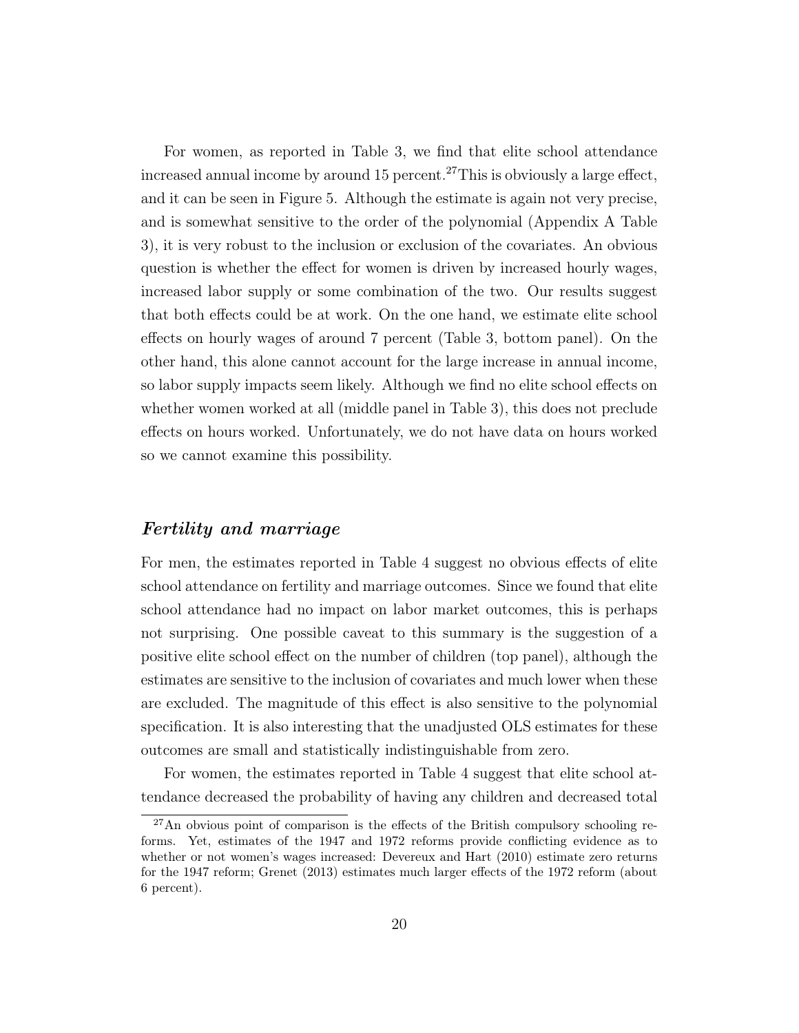For women, as reported in Table 3, we find that elite school attendance increased annual income by around 15 percent.[27] This is obviously a large effect, and it can be seen in Figure 5. Although the estimate is again not very precise, and is somewhat sensitive to the order of the polynomial (Appendix A Table 3), it is very robust to the inclusion or exclusion of the covariates. An obvious question is whether the effect for women is driven by increased hourly wages, increased labor supply or some combination of the two. Our results suggest that both effects could be at work. On the one hand, we estimate elite school effects on hourly wages of around 7 percent (Table 3, bottom panel). On the other hand, this alone cannot account for the large increase in annual income, so labor supply impacts seem likely. Although we find no elite school effects on whether women worked at all (middle panel in Table 3), this does not preclude effects on hours worked. Unfortunately, we do not have data on hours worked so we cannot examine this possibility.

### *Fertility and marriage*

For men, the estimates reported in Table 4 suggest no obvious effects of elite school attendance on fertility and marriage outcomes. Since we found that elite school attendance had no impact on labor market outcomes, this is perhaps not surprising. One possible caveat to this summary is the suggestion of a positive elite school effect on the number of children (top panel), although the estimates are sensitive to the inclusion of covariates and much lower when these are excluded. The magnitude of this effect is also sensitive to the polynomial specification. It is also interesting that the unadjusted OLS estimates for these outcomes are small and statistically indistinguishable from zero.

For women, the estimates reported in Table 4 suggest that elite school attendance decreased the probability of having any children and decreased total

[27] An obvious point of comparison is the effects of the British compulsory schooling reforms. Yet, estimates of the 1947 and 1972 reforms provide conflicting evidence as to whether or not women's wages increased: Devereux and Hart (2010) estimate zero returns for the 1947 reform; Grenet (2013) estimates much larger effects of the 1972 reform (about 6 percent).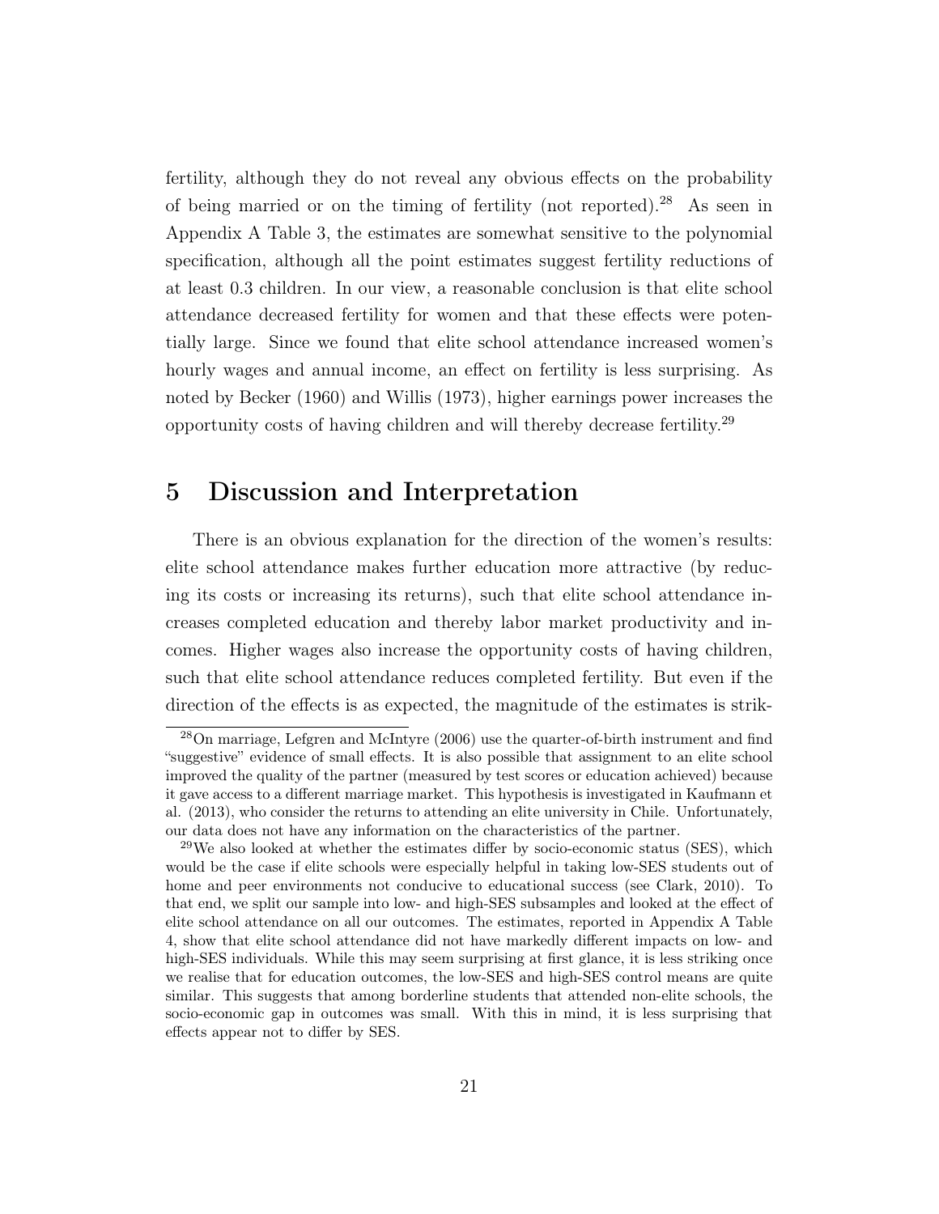fertility, although they do not reveal any obvious effects on the probability of being married or on the timing of fertility (not reported).[28] As seen in Appendix A Table 3, the estimates are somewhat sensitive to the polynomial specification, although all the point estimates suggest fertility reductions of at least 0.3 children. In our view, a reasonable conclusion is that elite school attendance decreased fertility for women and that these effects were potentially large. Since we found that elite school attendance increased women's hourly wages and annual income, an effect on fertility is less surprising. As noted by Becker (1960) and Willis (1973), higher earnings power increases the opportunity costs of having children and will thereby decrease fertility.[29]

# 5 Discussion and Interpretation

There is an obvious explanation for the direction of the women's results: elite school attendance makes further education more attractive (by reducing its costs or increasing its returns), such that elite school attendance increases completed education and thereby labor market productivity and incomes. Higher wages also increase the opportunity costs of having children, such that elite school attendance reduces completed fertility. But even if the direction of the effects is as expected, the magnitude of the estimates is strik-

[28] On marriage, Lefgren and McIntyre (2006) use the quarter-of-birth instrument and find "suggestive" evidence of small effects. It is also possible that assignment to an elite school improved the quality of the partner (measured by test scores or education achieved) because it gave access to a different marriage market. This hypothesis is investigated in Kaufmann et al. (2013), who consider the returns to attending an elite university in Chile. Unfortunately, our data does not have any information on the characteristics of the partner.

[29] We also looked at whether the estimates differ by socio-economic status (SES), which would be the case if elite schools were especially helpful in taking low-SES students out of home and peer environments not conducive to educational success (see Clark, 2010). To that end, we split our sample into low- and high-SES subsamples and looked at the effect of elite school attendance on all our outcomes. The estimates, reported in Appendix A Table 4, show that elite school attendance did not have markedly different impacts on low- and high-SES individuals. While this may seem surprising at first glance, it is less striking once we realise that for education outcomes, the low-SES and high-SES control means are quite similar. This suggests that among borderline students that attended non-elite schools, the socio-economic gap in outcomes was small. With this in mind, it is less surprising that effects appear not to differ by SES.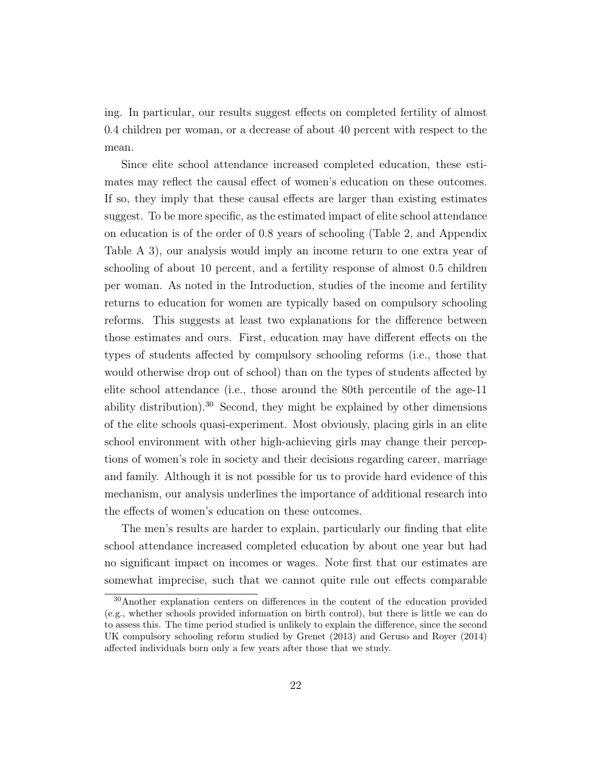ing. In particular, our results suggest effects on completed fertility of almost 0.4 children per woman, or a decrease of about 40 percent with respect to the mean.

Since elite school attendance increased completed education, these estimates may reflect the causal effect of women's education on these outcomes. If so, they imply that these causal effects are larger than existing estimates suggest. To be more specific, as the estimated impact of elite school attendance on education is of the order of 0.8 years of schooling (Table 2, and Appendix Table A 3), our analysis would imply an income return to one extra year of schooling of about 10 percent, and a fertility response of almost 0.5 children per woman. As noted in the Introduction, studies of the income and fertility returns to education for women are typically based on compulsory schooling reforms. This suggests at least two explanations for the difference between those estimates and ours. First, education may have different effects on the types of students affected by compulsory schooling reforms (i.e., those that would otherwise drop out of school) than on the types of students affected by elite school attendance (i.e., those around the 80th percentile of the age-11 ability distribution).[30] Second, they might be explained by other dimensions of the elite schools quasi-experiment. Most obviously, placing girls in an elite school environment with other high-achieving girls may change their perceptions of women's role in society and their decisions regarding career, marriage and family. Although it is not possible for us to provide hard evidence of this mechanism, our analysis underlines the importance of additional research into the effects of women's education on these outcomes.

The men's results are harder to explain, particularly our finding that elite school attendance increased completed education by about one year but had no significant impact on incomes or wages. Note first that our estimates are somewhat imprecise, such that we cannot quite rule out effects comparable

[30] Another explanation centers on differences in the content of the education provided (e.g., whether schools provided information on birth control), but there is little we can do to assess this. The time period studied is unlikely to explain the difference, since the second UK compulsory schooling reform studied by Grenet (2013) and Geruso and Royer (2014) affected individuals born only a few years after those that we study.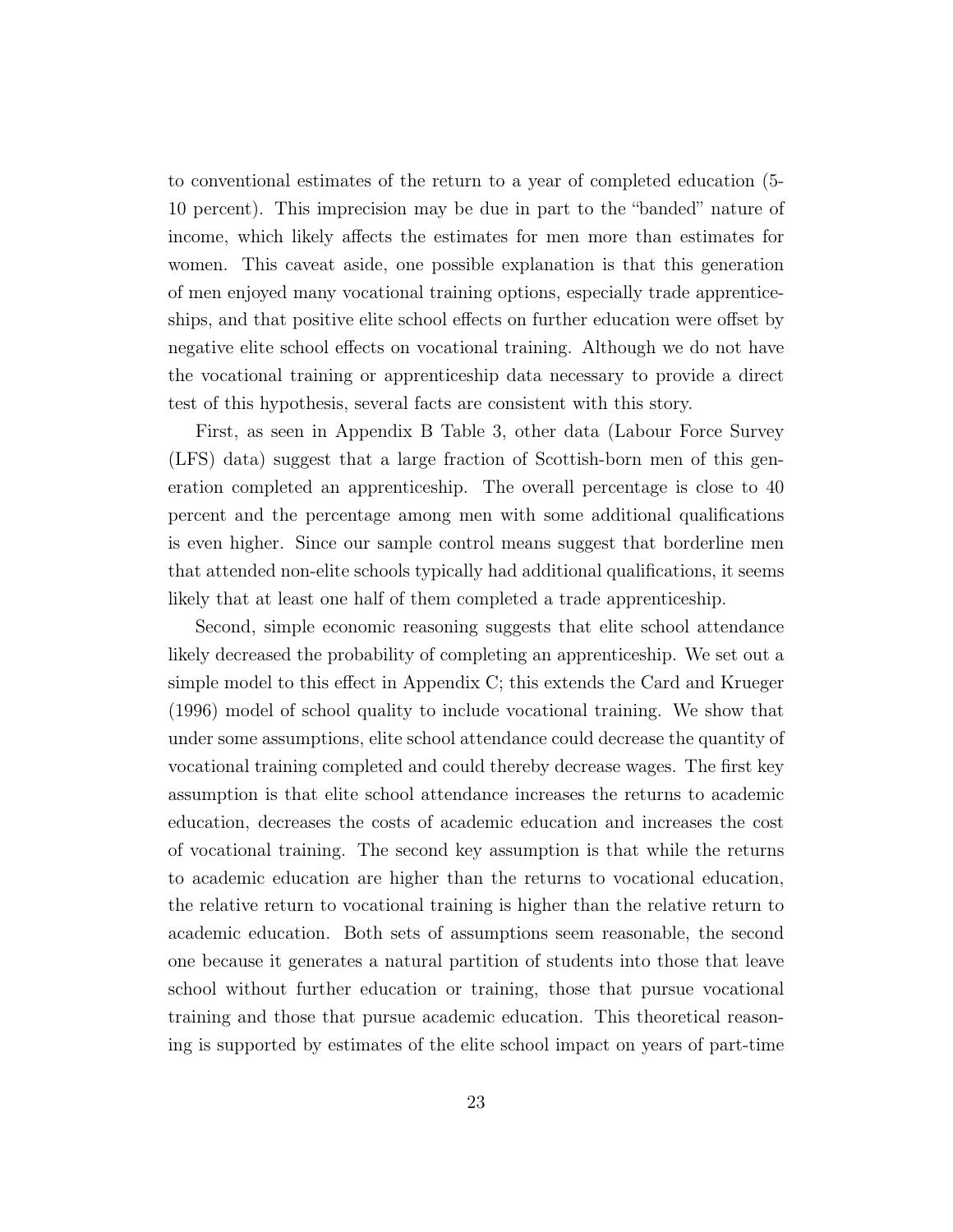to conventional estimates of the return to a year of completed education (5-10 percent). This imprecision may be due in part to the "banded" nature of income, which likely affects the estimates for men more than estimates for women. This caveat aside, one possible explanation is that this generation of men enjoyed many vocational training options, especially trade apprenticeships, and that positive elite school effects on further education were offset by negative elite school effects on vocational training. Although we do not have the vocational training or apprenticeship data necessary to provide a direct test of this hypothesis, several facts are consistent with this story.

First, as seen in Appendix B Table 3, other data (Labour Force Survey (LFS) data) suggest that a large fraction of Scottish-born men of this generation completed an apprenticeship. The overall percentage is close to 40 percent and the percentage among men with some additional qualifications is even higher. Since our sample control means suggest that borderline men that attended non-elite schools typically had additional qualifications, it seems likely that at least one half of them completed a trade apprenticeship.

Second, simple economic reasoning suggests that elite school attendance likely decreased the probability of completing an apprenticeship. We set out a simple model to this effect in Appendix C; this extends the Card and Krueger (1996) model of school quality to include vocational training. We show that under some assumptions, elite school attendance could decrease the quantity of vocational training completed and could thereby decrease wages. The first key assumption is that elite school attendance increases the returns to academic education, decreases the costs of academic education and increases the cost of vocational training. The second key assumption is that while the returns to academic education are higher than the returns to vocational education, the relative return to vocational training is higher than the relative return to academic education. Both sets of assumptions seem reasonable, the second one because it generates a natural partition of students into those that leave school without further education or training, those that pursue vocational training and those that pursue academic education. This theoretical reasoning is supported by estimates of the elite school impact on years of part-time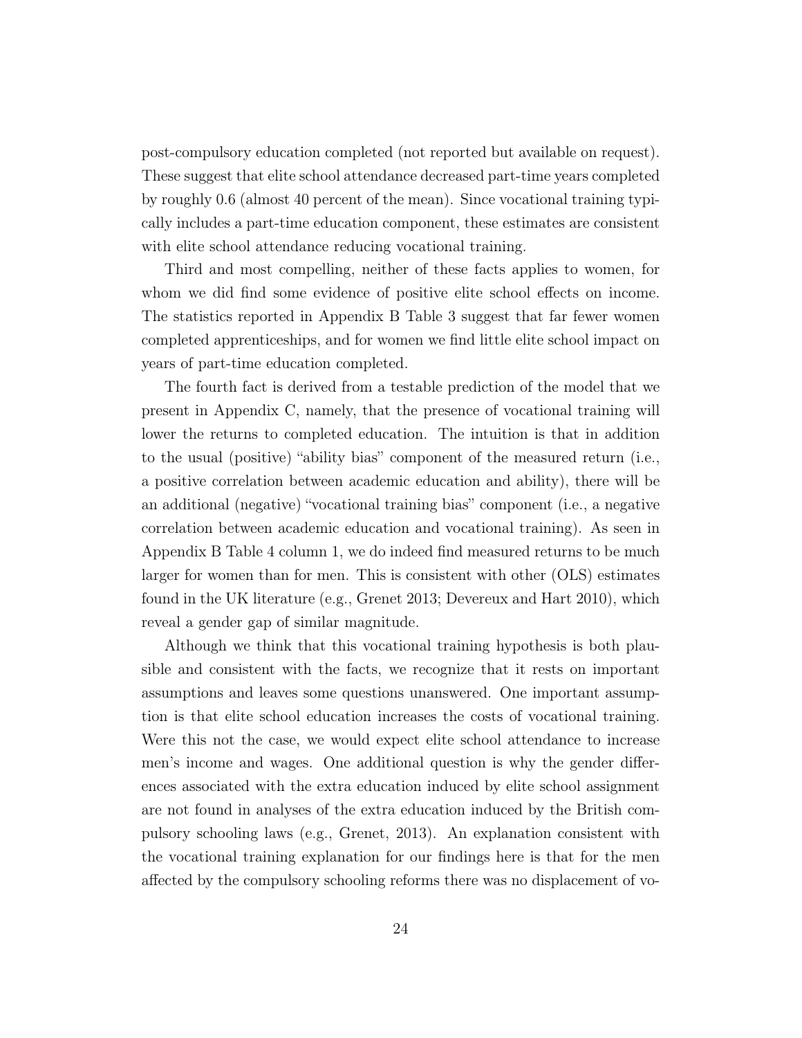post-compulsory education completed (not reported but available on request). These suggest that elite school attendance decreased part-time years completed by roughly 0.6 (almost 40 percent of the mean). Since vocational training typically includes a part-time education component, these estimates are consistent with elite school attendance reducing vocational training.

Third and most compelling, neither of these facts applies to women, for whom we did find some evidence of positive elite school effects on income. The statistics reported in Appendix B Table 3 suggest that far fewer women completed apprenticeships, and for women we find little elite school impact on years of part-time education completed.

The fourth fact is derived from a testable prediction of the model that we present in Appendix C, namely, that the presence of vocational training will lower the returns to completed education. The intuition is that in addition to the usual (positive) "ability bias" component of the measured return (i.e., a positive correlation between academic education and ability), there will be an additional (negative) "vocational training bias" component (i.e., a negative correlation between academic education and vocational training). As seen in Appendix B Table 4 column 1, we do indeed find measured returns to be much larger for women than for men. This is consistent with other (OLS) estimates found in the UK literature (e.g., Grenet 2013; Devereux and Hart 2010), which reveal a gender gap of similar magnitude.

Although we think that this vocational training hypothesis is both plausible and consistent with the facts, we recognize that it rests on important assumptions and leaves some questions unanswered. One important assumption is that elite school education increases the costs of vocational training. Were this not the case, we would expect elite school attendance to increase men's income and wages. One additional question is why the gender differences associated with the extra education induced by elite school assignment are not found in analyses of the extra education induced by the British compulsory schooling laws (e.g., Grenet, 2013). An explanation consistent with the vocational training explanation for our findings here is that for the men affected by the compulsory schooling reforms there was no displacement of vo-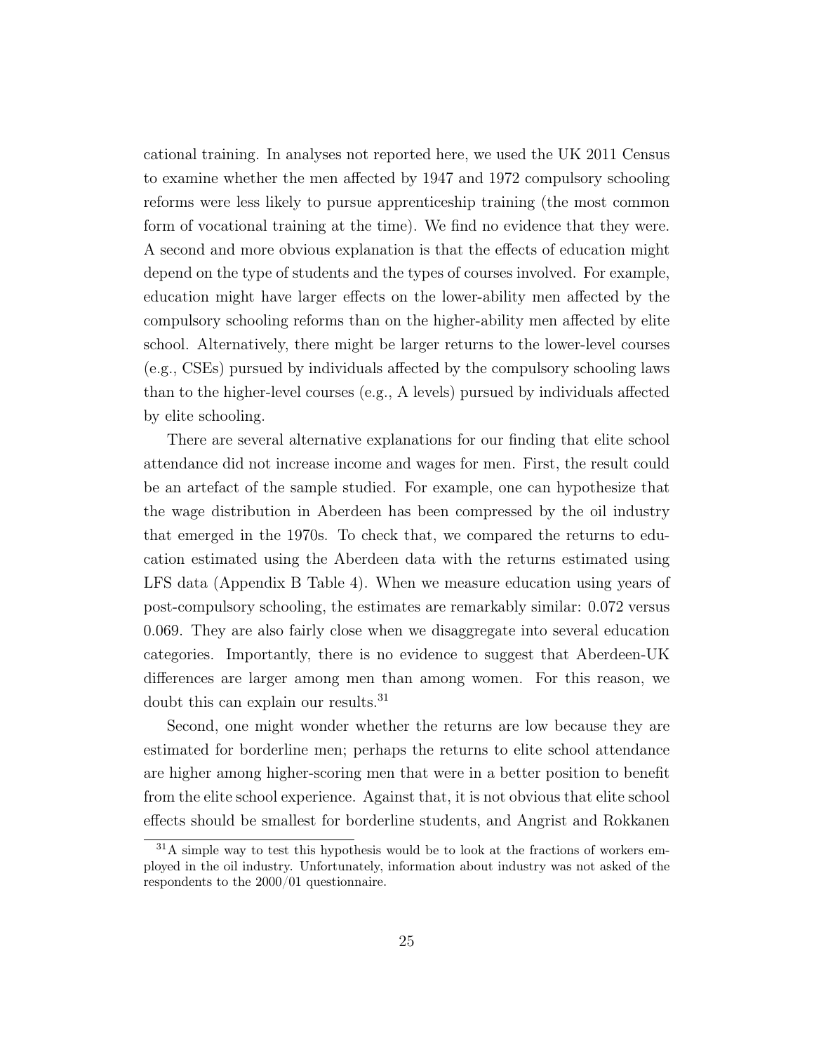cational training. In analyses not reported here, we used the UK 2011 Census to examine whether the men affected by 1947 and 1972 compulsory schooling reforms were less likely to pursue apprenticeship training (the most common form of vocational training at the time). We find no evidence that they were. A second and more obvious explanation is that the effects of education might depend on the type of students and the types of courses involved. For example, education might have larger effects on the lower-ability men affected by the compulsory schooling reforms than on the higher-ability men affected by elite school. Alternatively, there might be larger returns to the lower-level courses (e.g., CSEs) pursued by individuals affected by the compulsory schooling laws than to the higher-level courses (e.g., A levels) pursued by individuals affected by elite schooling.

There are several alternative explanations for our finding that elite school attendance did not increase income and wages for men. First, the result could be an artefact of the sample studied. For example, one can hypothesize that the wage distribution in Aberdeen has been compressed by the oil industry that emerged in the 1970s. To check that, we compared the returns to education estimated using the Aberdeen data with the returns estimated using LFS data (Appendix B Table 4). When we measure education using years of post-compulsory schooling, the estimates are remarkably similar: 0.072 versus 0.069. They are also fairly close when we disaggregate into several education categories. Importantly, there is no evidence to suggest that Aberdeen-UK differences are larger among men than among women. For this reason, we doubt this can explain our results.[31]

Second, one might wonder whether the returns are low because they are estimated for borderline men; perhaps the returns to elite school attendance are higher among higher-scoring men that were in a better position to benefit from the elite school experience. Against that, it is not obvious that elite school effects should be smallest for borderline students, and Angrist and Rokkanen

[31] A simple way to test this hypothesis would be to look at the fractions of workers employed in the oil industry. Unfortunately, information about industry was not asked of the respondents to the 2000/01 questionnaire.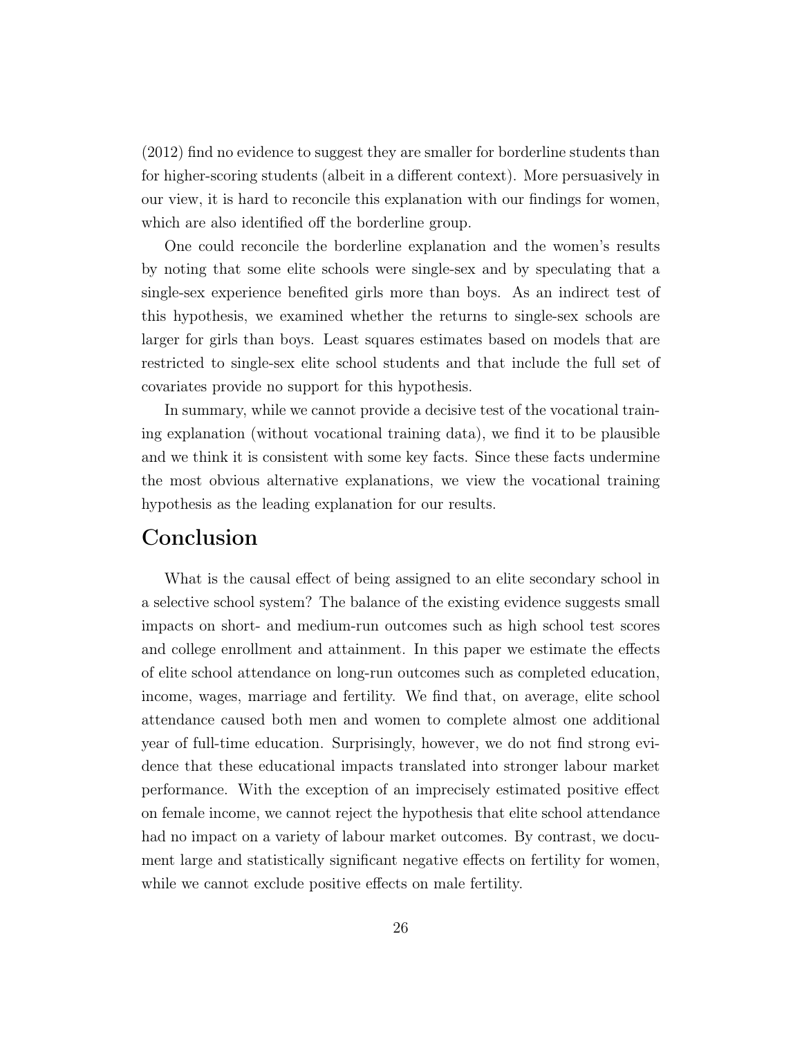(2012) find no evidence to suggest they are smaller for borderline students than for higher-scoring students (albeit in a different context). More persuasively in our view, it is hard to reconcile this explanation with our findings for women, which are also identified off the borderline group.

One could reconcile the borderline explanation and the women's results by noting that some elite schools were single-sex and by speculating that a single-sex experience benefited girls more than boys. As an indirect test of this hypothesis, we examined whether the returns to single-sex schools are larger for girls than boys. Least squares estimates based on models that are restricted to single-sex elite school students and that include the full set of covariates provide no support for this hypothesis.

In summary, while we cannot provide a decisive test of the vocational training explanation (without vocational training data), we find it to be plausible and we think it is consistent with some key facts. Since these facts undermine the most obvious alternative explanations, we view the vocational training hypothesis as the leading explanation for our results.

# Conclusion

What is the causal effect of being assigned to an elite secondary school in a selective school system? The balance of the existing evidence suggests small impacts on short- and medium-run outcomes such as high school test scores and college enrollment and attainment. In this paper we estimate the effects of elite school attendance on long-run outcomes such as completed education, income, wages, marriage and fertility. We find that, on average, elite school attendance caused both men and women to complete almost one additional year of full-time education. Surprisingly, however, we do not find strong evidence that these educational impacts translated into stronger labour market performance. With the exception of an imprecisely estimated positive effect on female income, we cannot reject the hypothesis that elite school attendance had no impact on a variety of labour market outcomes. By contrast, we document large and statistically significant negative effects on fertility for women, while we cannot exclude positive effects on male fertility.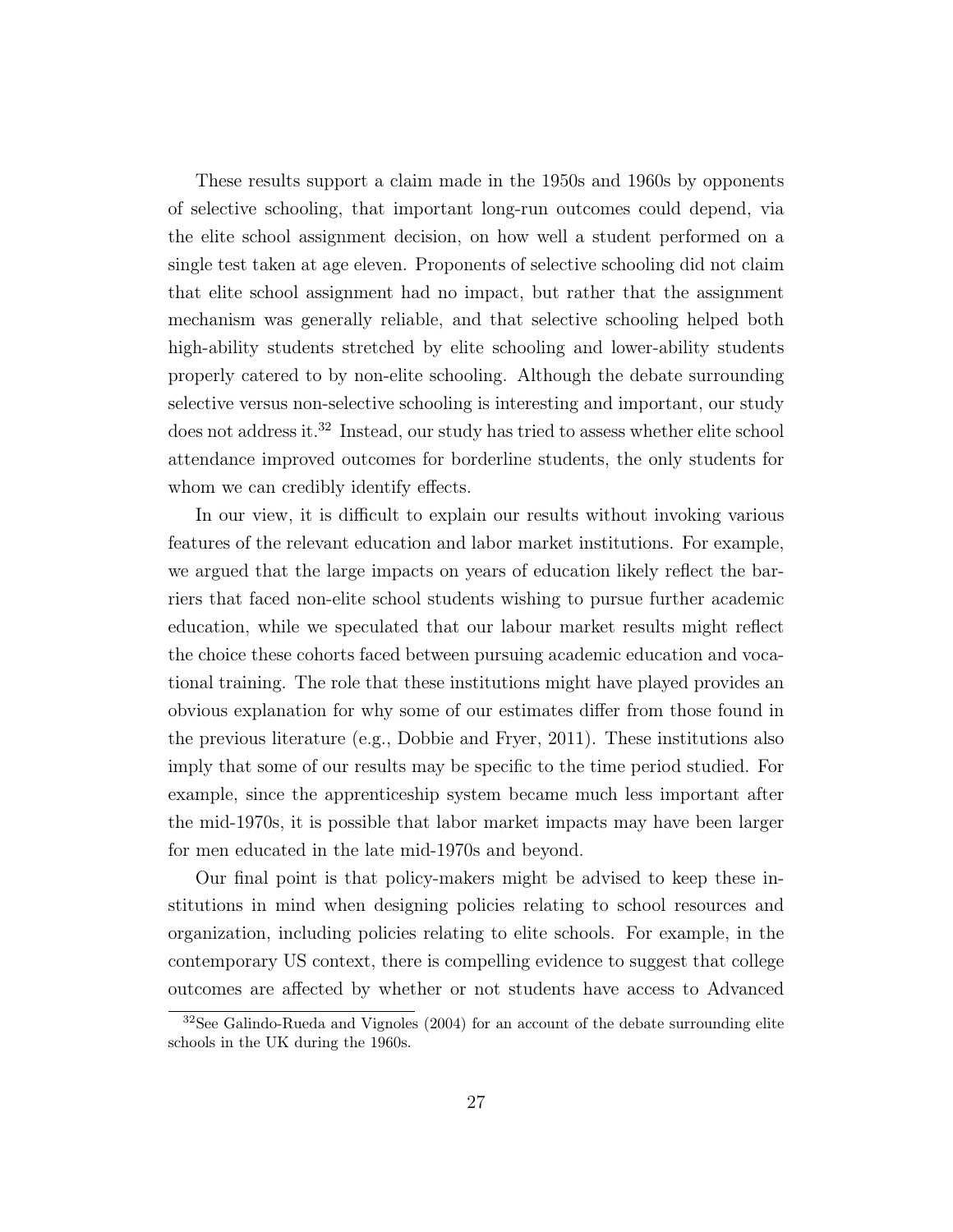These results support a claim made in the 1950s and 1960s by opponents of selective schooling, that important long-run outcomes could depend, via the elite school assignment decision, on how well a student performed on a single test taken at age eleven. Proponents of selective schooling did not claim that elite school assignment had no impact, but rather that the assignment mechanism was generally reliable, and that selective schooling helped both high-ability students stretched by elite schooling and lower-ability students properly catered to by non-elite schooling. Although the debate surrounding selective versus non-selective schooling is interesting and important, our study does not address it.[32] Instead, our study has tried to assess whether elite school attendance improved outcomes for borderline students, the only students for whom we can credibly identify effects.

In our view, it is difficult to explain our results without invoking various features of the relevant education and labor market institutions. For example, we argued that the large impacts on years of education likely reflect the barriers that faced non-elite school students wishing to pursue further academic education, while we speculated that our labour market results might reflect the choice these cohorts faced between pursuing academic education and vocational training. The role that these institutions might have played provides an obvious explanation for why some of our estimates differ from those found in the previous literature (e.g., Dobbie and Fryer, 2011). These institutions also imply that some of our results may be specific to the time period studied. For example, since the apprenticeship system became much less important after the mid-1970s, it is possible that labor market impacts may have been larger for men educated in the late mid-1970s and beyond.

Our final point is that policy-makers might be advised to keep these institutions in mind when designing policies relating to school resources and organization, including policies relating to elite schools. For example, in the contemporary US context, there is compelling evidence to suggest that college outcomes are affected by whether or not students have access to Advanced

[32] See Galindo-Rueda and Vignoles (2004) for an account of the debate surrounding elite schools in the UK during the 1960s.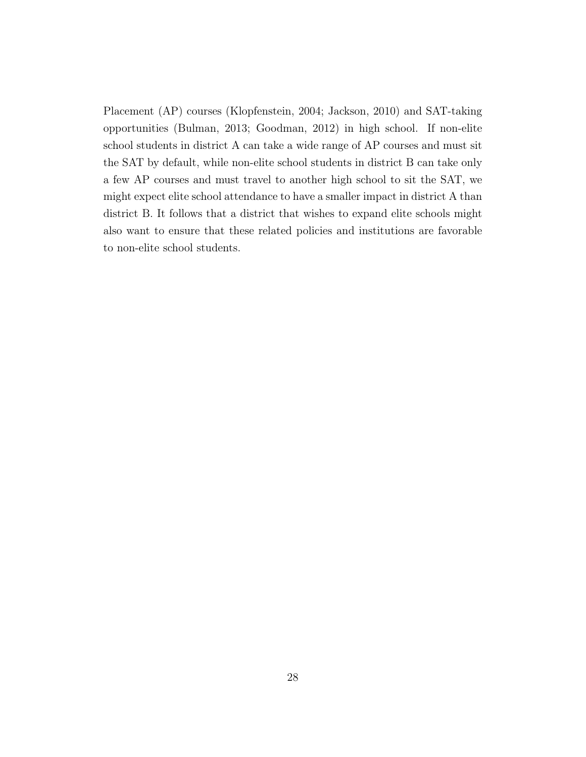Placement (AP) courses (Klopfenstein, 2004; Jackson, 2010) and SAT-taking opportunities (Bulman, 2013; Goodman, 2012) in high school. If non-elite school students in district A can take a wide range of AP courses and must sit the SAT by default, while non-elite school students in district B can take only a few AP courses and must travel to another high school to sit the SAT, we might expect elite school attendance to have a smaller impact in district A than district B. It follows that a district that wishes to expand elite schools might also want to ensure that these related policies and institutions are favorable to non-elite school students.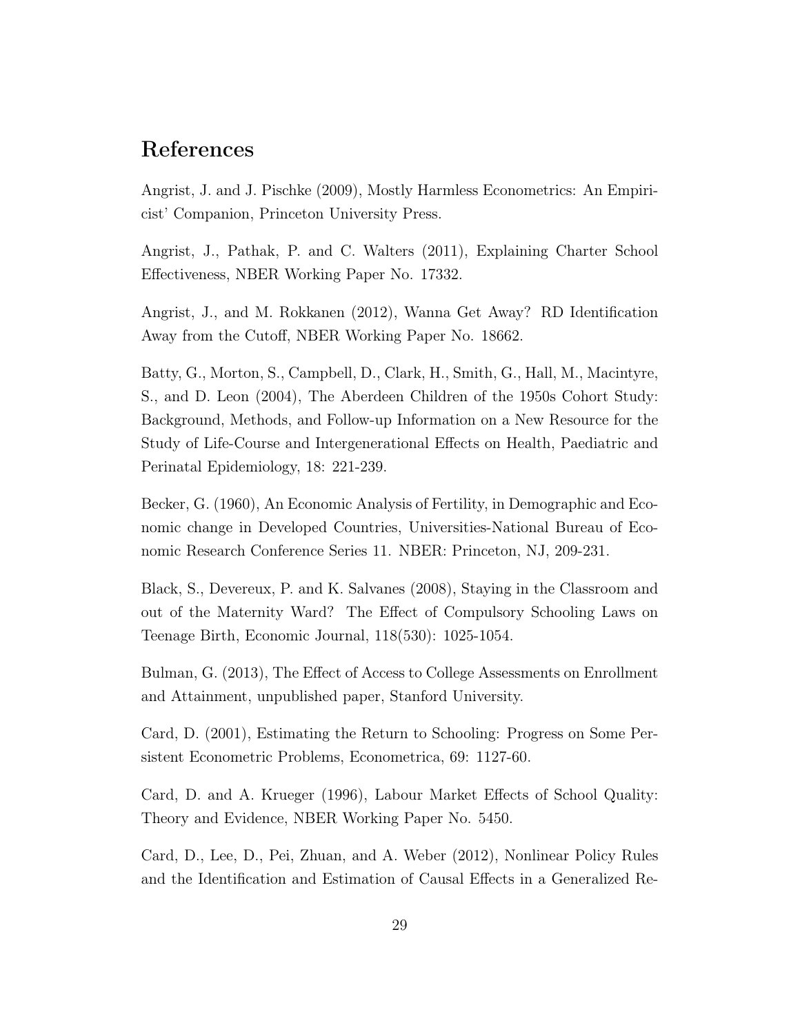# References

Angrist, J. and J. Pischke (2009), Mostly Harmless Econometrics: An Empiricist' Companion, Princeton University Press.

Angrist, J., Pathak, P. and C. Walters (2011), Explaining Charter School Effectiveness, NBER Working Paper No. 17332.

Angrist, J., and M. Rokkanen (2012), Wanna Get Away? RD Identification Away from the Cutoff, NBER Working Paper No. 18662.

Batty, G., Morton, S., Campbell, D., Clark, H., Smith, G., Hall, M., Macintyre, S., and D. Leon (2004), The Aberdeen Children of the 1950s Cohort Study: Background, Methods, and Follow-up Information on a New Resource for the Study of Life-Course and Intergenerational Effects on Health, Paediatric and Perinatal Epidemiology, 18: 221-239.

Becker, G. (1960), An Economic Analysis of Fertility, in Demographic and Economic change in Developed Countries, Universities-National Bureau of Economic Research Conference Series 11. NBER: Princeton, NJ, 209-231.

Black, S., Devereux, P. and K. Salvanes (2008), Staying in the Classroom and out of the Maternity Ward? The Effect of Compulsory Schooling Laws on Teenage Birth, Economic Journal, 118(530): 1025-1054.

Bulman, G. (2013), The Effect of Access to College Assessments on Enrollment and Attainment, unpublished paper, Stanford University.

Card, D. (2001), Estimating the Return to Schooling: Progress on Some Persistent Econometric Problems, Econometrica, 69: 1127-60.

Card, D. and A. Krueger (1996), Labour Market Effects of School Quality: Theory and Evidence, NBER Working Paper No. 5450.

Card, D., Lee, D., Pei, Zhuan, and A. Weber (2012), Nonlinear Policy Rules and the Identification and Estimation of Causal Effects in a Generalized Re-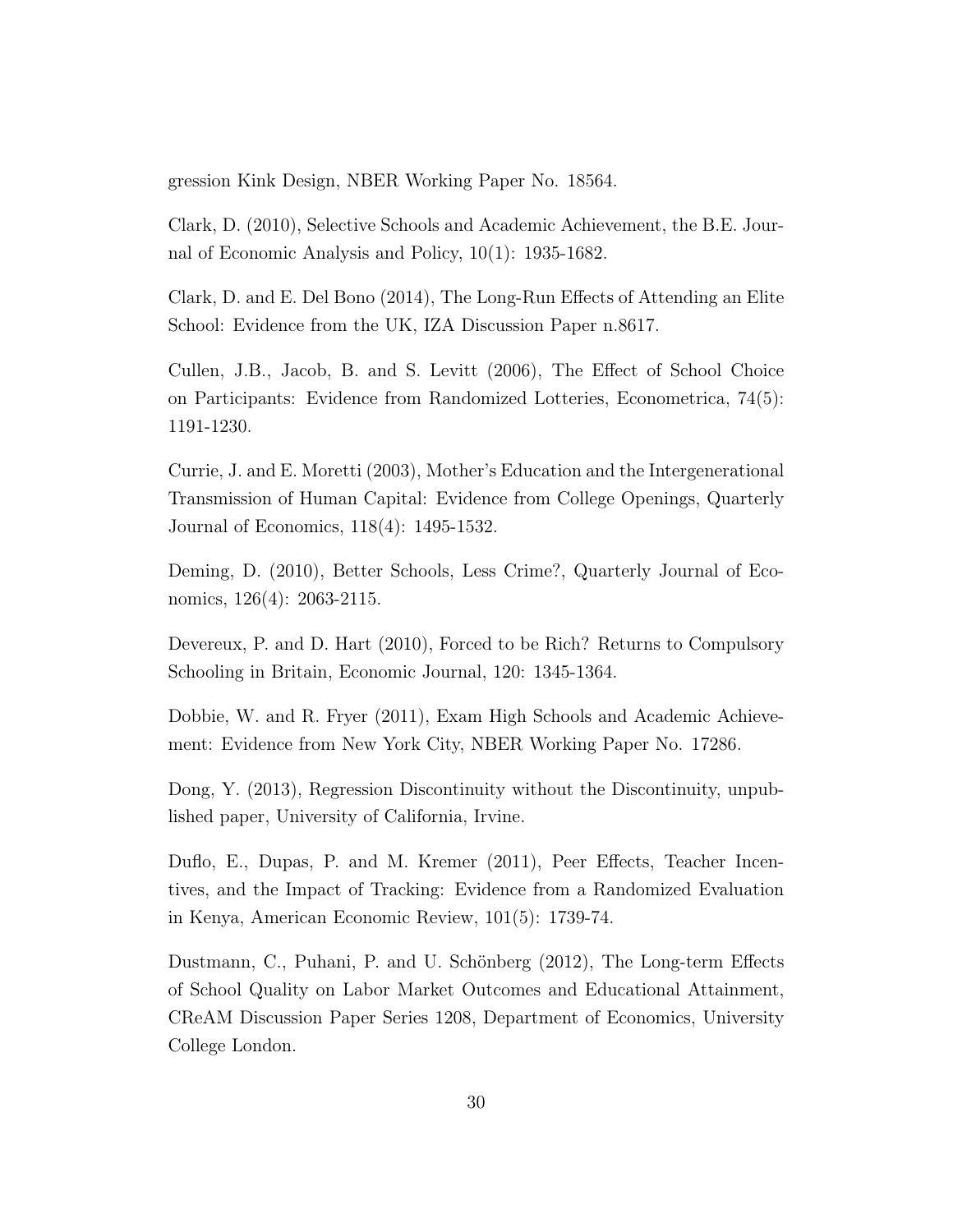gression Kink Design, NBER Working Paper No. 18564.

Clark, D. (2010), Selective Schools and Academic Achievement, the B.E. Journal of Economic Analysis and Policy, 10(1): 1935-1682.

Clark, D. and E. Del Bono (2014), The Long-Run Effects of Attending an Elite School: Evidence from the UK, IZA Discussion Paper n.8617.

Cullen, J.B., Jacob, B. and S. Levitt (2006), The Effect of School Choice on Participants: Evidence from Randomized Lotteries, Econometrica, 74(5): 1191-1230.

Currie, J. and E. Moretti (2003), Mother's Education and the Intergenerational Transmission of Human Capital: Evidence from College Openings, Quarterly Journal of Economics, 118(4): 1495-1532.

Deming, D. (2010), Better Schools, Less Crime?, Quarterly Journal of Economics, 126(4): 2063-2115.

Devereux, P. and D. Hart (2010), Forced to be Rich? Returns to Compulsory Schooling in Britain, Economic Journal, 120: 1345-1364.

Dobbie, W. and R. Fryer (2011), Exam High Schools and Academic Achievement: Evidence from New York City, NBER Working Paper No. 17286.

Dong, Y. (2013), Regression Discontinuity without the Discontinuity, unpublished paper, University of California, Irvine.

Duflo, E., Dupas, P. and M. Kremer (2011), Peer Effects, Teacher Incentives, and the Impact of Tracking: Evidence from a Randomized Evaluation in Kenya, American Economic Review, 101(5): 1739-74.

Dustmann, C., Puhani, P. and U. Schönberg (2012), The Long-term Effects of School Quality on Labor Market Outcomes and Educational Attainment, CReAM Discussion Paper Series 1208, Department of Economics, University College London.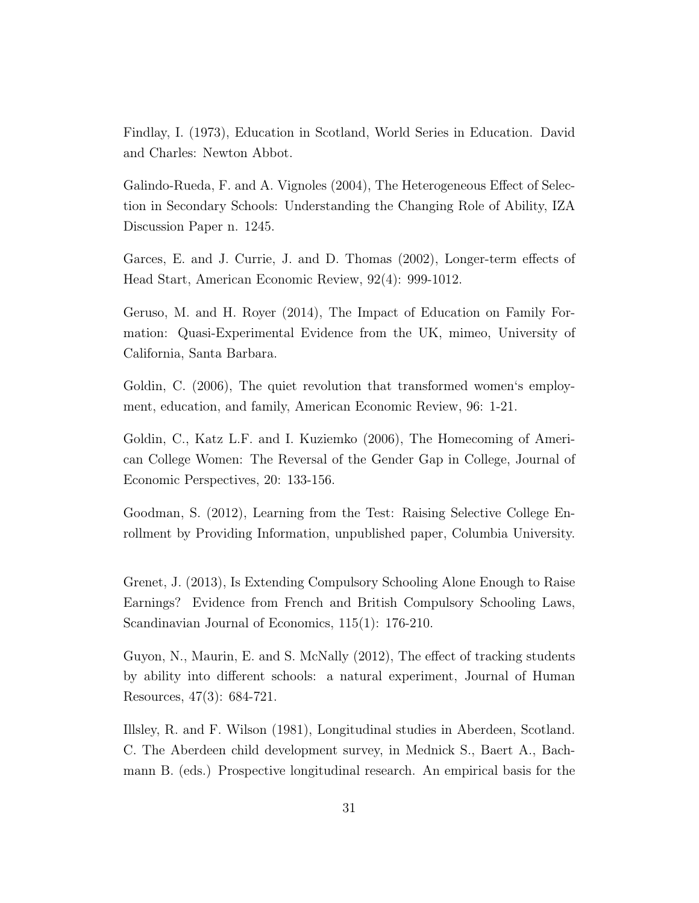Findlay, I. (1973), Education in Scotland, World Series in Education. David and Charles: Newton Abbot.

Galindo-Rueda, F. and A. Vignoles (2004), The Heterogeneous Effect of Selection in Secondary Schools: Understanding the Changing Role of Ability, IZA Discussion Paper n. 1245.

Garces, E. and J. Currie, J. and D. Thomas (2002), Longer-term effects of Head Start, American Economic Review, 92(4): 999-1012.

Geruso, M. and H. Royer (2014), The Impact of Education on Family Formation: Quasi-Experimental Evidence from the UK, mimeo, University of California, Santa Barbara.

Goldin, C. (2006), The quiet revolution that transformed women's employment, education, and family, American Economic Review, 96: 1-21.

Goldin, C., Katz L.F. and I. Kuziemko (2006), The Homecoming of American College Women: The Reversal of the Gender Gap in College, Journal of Economic Perspectives, 20: 133-156.

Goodman, S. (2012), Learning from the Test: Raising Selective College Enrollment by Providing Information, unpublished paper, Columbia University.

Grenet, J. (2013), Is Extending Compulsory Schooling Alone Enough to Raise Earnings? Evidence from French and British Compulsory Schooling Laws, Scandinavian Journal of Economics, 115(1): 176-210.

Guyon, N., Maurin, E. and S. McNally (2012), The effect of tracking students by ability into different schools: a natural experiment, Journal of Human Resources, 47(3): 684-721.

Illsley, R. and F. Wilson (1981), Longitudinal studies in Aberdeen, Scotland. C. The Aberdeen child development survey, in Mednick S., Baert A., Bachmann B. (eds.) Prospective longitudinal research. An empirical basis for the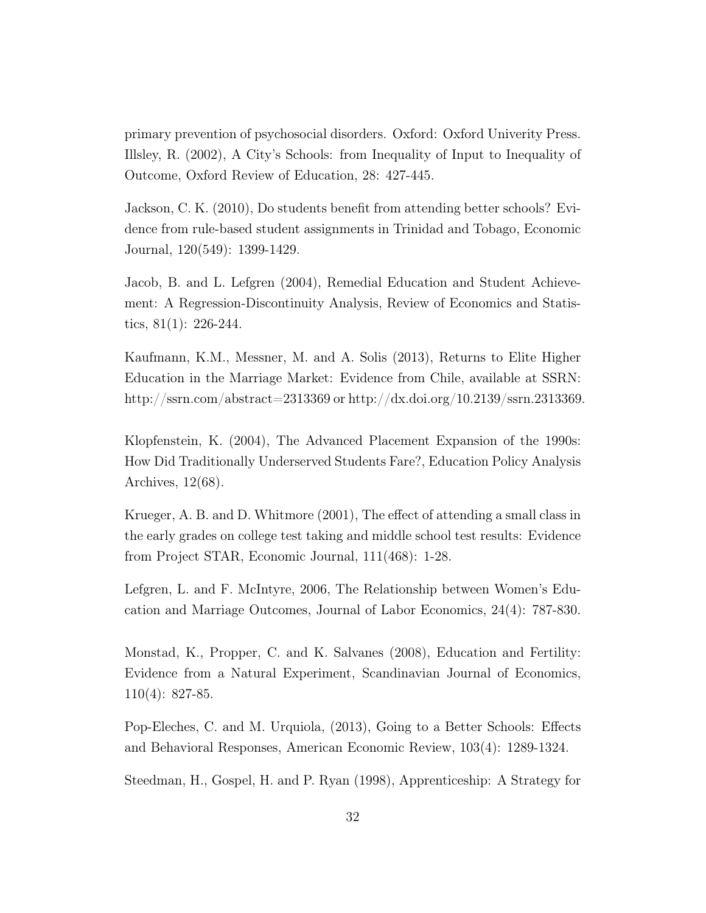primary prevention of psychosocial disorders. Oxford: Oxford Univerity Press.
Illsley, R. (2002), A City's Schools: from Inequality of Input to Inequality of Outcome, Oxford Review of Education, 28: 427-445.

Jackson, C. K. (2010), Do students benefit from attending better schools? Evidence from rule-based student assignments in Trinidad and Tobago, Economic Journal, 120(549): 1399-1429.

Jacob, B. and L. Lefgren (2004), Remedial Education and Student Achievement: A Regression-Discontinuity Analysis, Review of Economics and Statistics, 81(1): 226-244.

Kaufmann, K.M., Messner, M. and A. Solis (2013), Returns to Elite Higher Education in the Marriage Market: Evidence from Chile, available at SSRN: http://ssrn.com/abstract=2313369 or http://dx.doi.org/10.2139/ssrn.2313369.

Klopfenstein, K. (2004), The Advanced Placement Expansion of the 1990s: How Did Traditionally Underserved Students Fare?, Education Policy Analysis Archives, 12(68).

Krueger, A. B. and D. Whitmore (2001), The effect of attending a small class in the early grades on college test taking and middle school test results: Evidence from Project STAR, Economic Journal, 111(468): 1-28.

Lefgren, L. and F. McIntyre, 2006, The Relationship between Women's Education and Marriage Outcomes, Journal of Labor Economics, 24(4): 787-830.

Monstad, K., Propper, C. and K. Salvanes (2008), Education and Fertility: Evidence from a Natural Experiment, Scandinavian Journal of Economics, 110(4): 827-85.

Pop-Eleches, C. and M. Urquiola, (2013), Going to a Better Schools: Effects and Behavioral Responses, American Economic Review, 103(4): 1289-1324.

Steedman, H., Gospel, H. and P. Ryan (1998), Apprenticeship: A Strategy for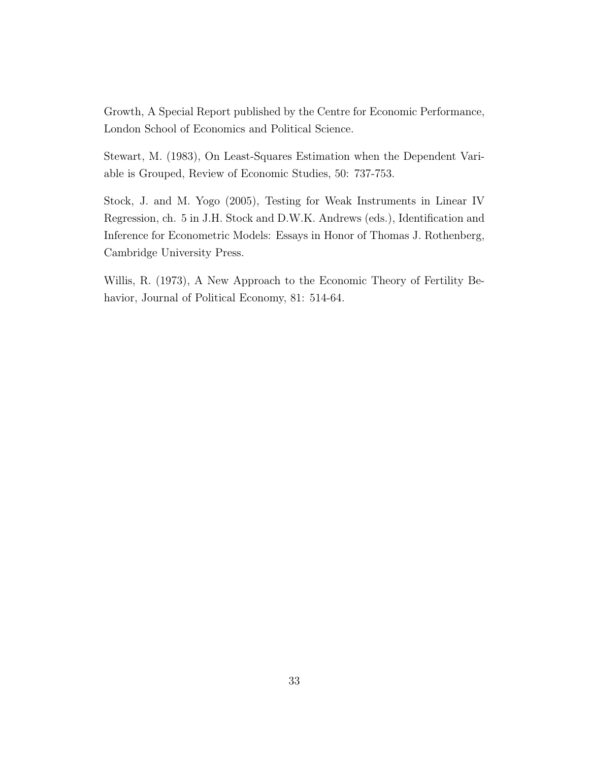Growth, A Special Report published by the Centre for Economic Performance, London School of Economics and Political Science.

Stewart, M. (1983), On Least-Squares Estimation when the Dependent Variable is Grouped, Review of Economic Studies, 50: 737-753.

Stock, J. and M. Yogo (2005), Testing for Weak Instruments in Linear IV Regression, ch. 5 in J.H. Stock and D.W.K. Andrews (eds.), Identification and Inference for Econometric Models: Essays in Honor of Thomas J. Rothenberg, Cambridge University Press.

Willis, R. (1973), A New Approach to the Economic Theory of Fertility Behavior, Journal of Political Economy, 81: 514-64.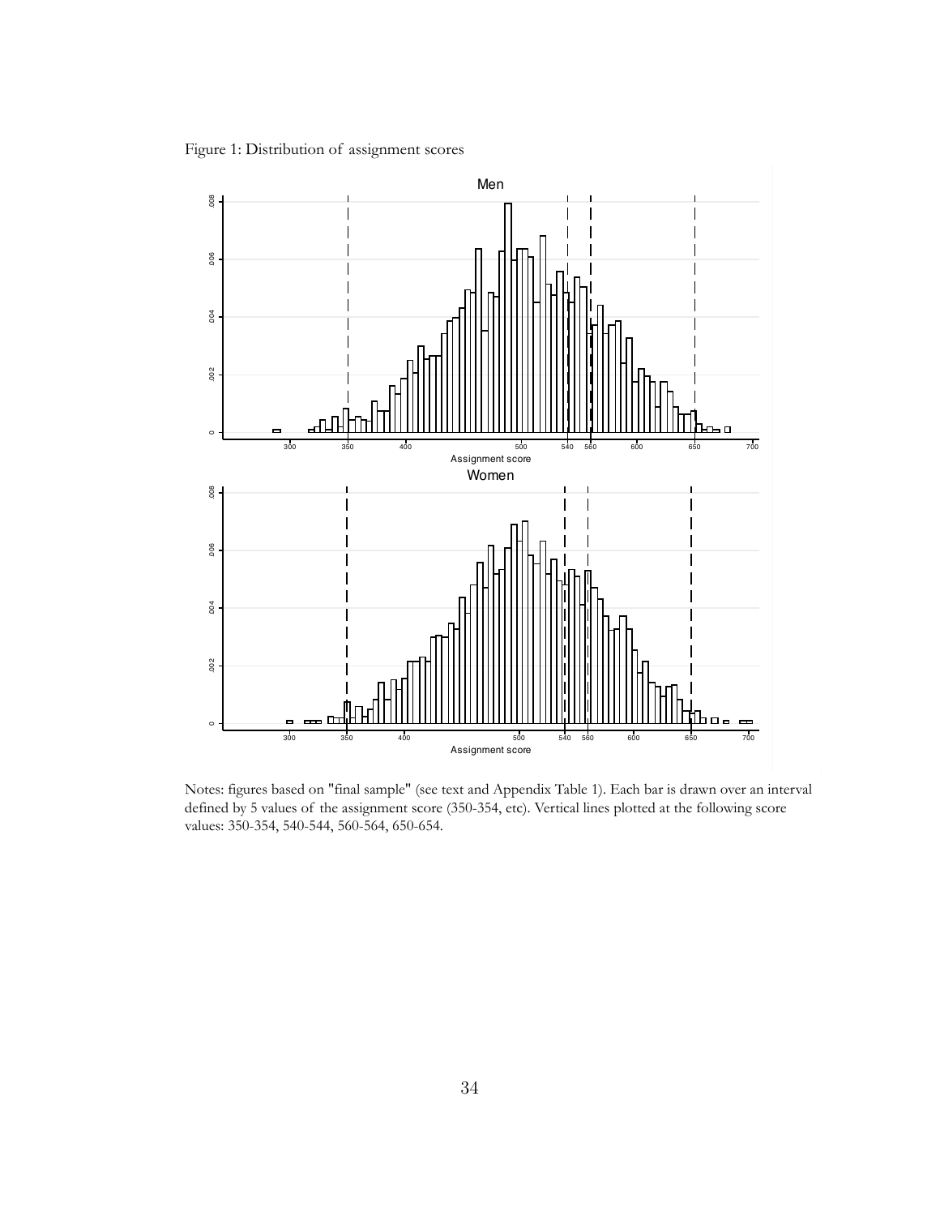Figure 1: Distribution of assignment scores

Notes: figures based on "final sample" (see text and Appendix Table 1). Each bar is drawn over an interval defined by 5 values of the assignment score (350-354, etc). Vertical lines plotted at the following score values: 350-354, 540-544, 560-564, 650-654.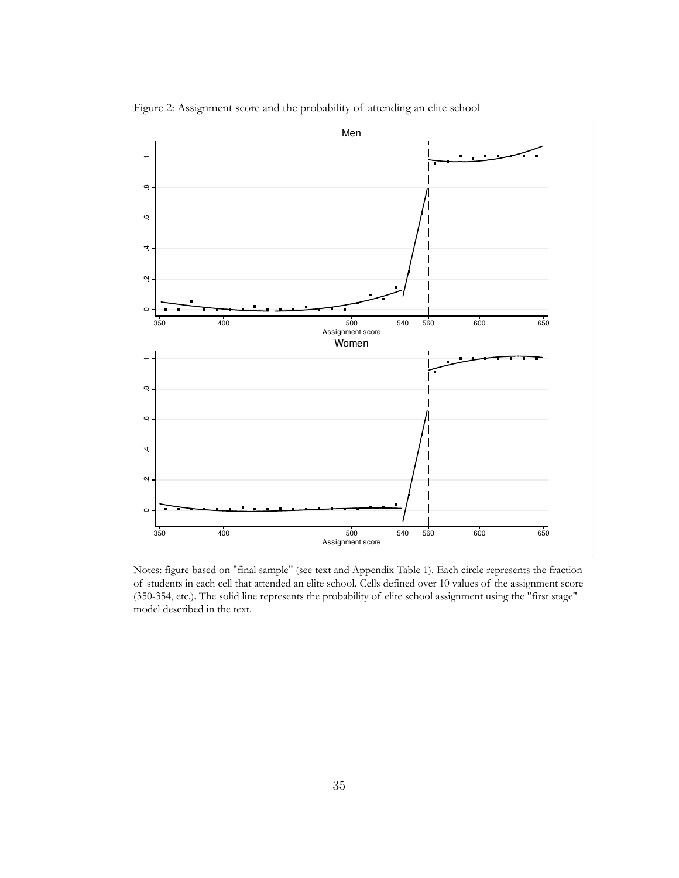Figure 2: Assignment score and the probability of attending an elite school

Notes: figure based on "final sample" (see text and Appendix Table 1). Each circle represents the fraction of students in each cell that attended an elite school. Cells defined over 10 values of the assignment score (350-354, etc.). The solid line represents the probability of elite school assignment using the "first stage" model described in the text.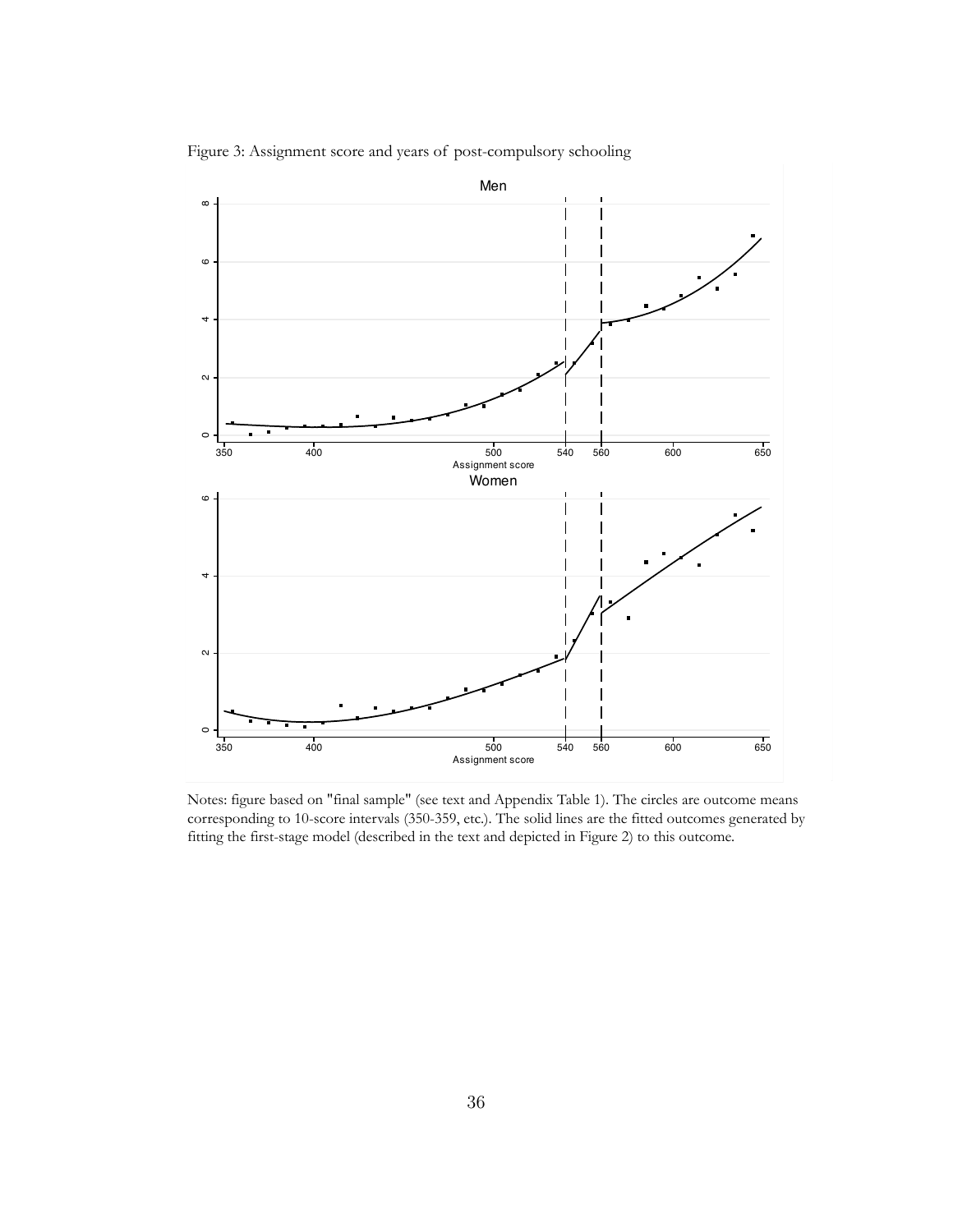Figure 3: Assignment score and years of post-compulsory schooling

Notes: figure based on "final sample" (see text and Appendix Table 1). The circles are outcome means corresponding to 10-score intervals (350-359, etc.). The solid lines are the fitted outcomes generated by fitting the first-stage model (described in the text and depicted in Figure 2) to this outcome.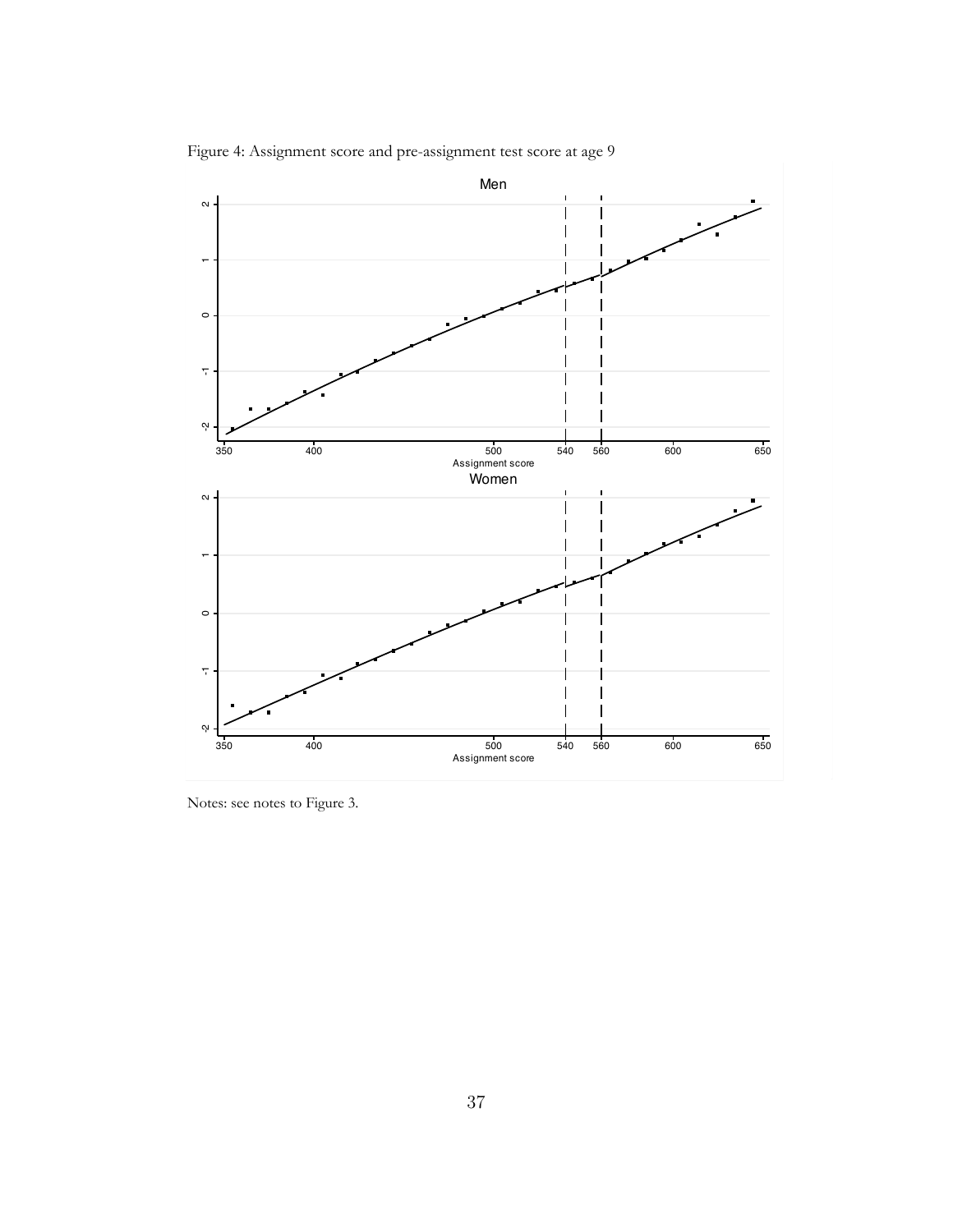Figure 4: Assignment score and pre-assignment test score at age 9

Notes: see notes to Figure 3.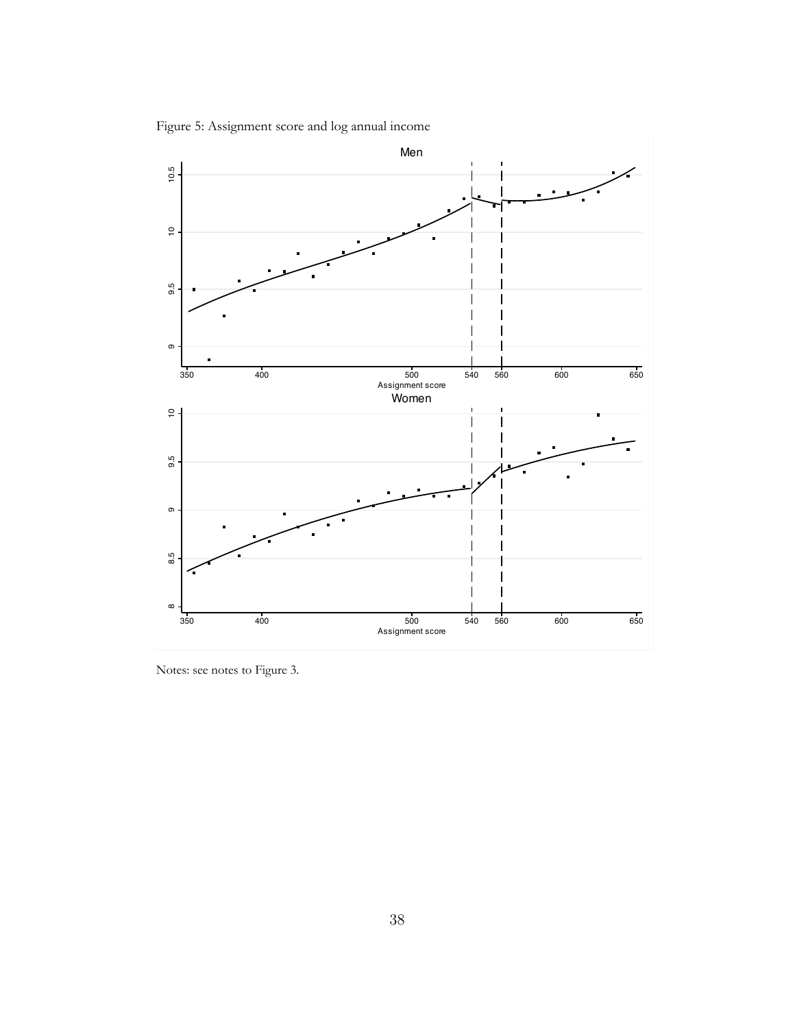Figure 5: Assignment score and log annual income

Notes: see notes to Figure 3.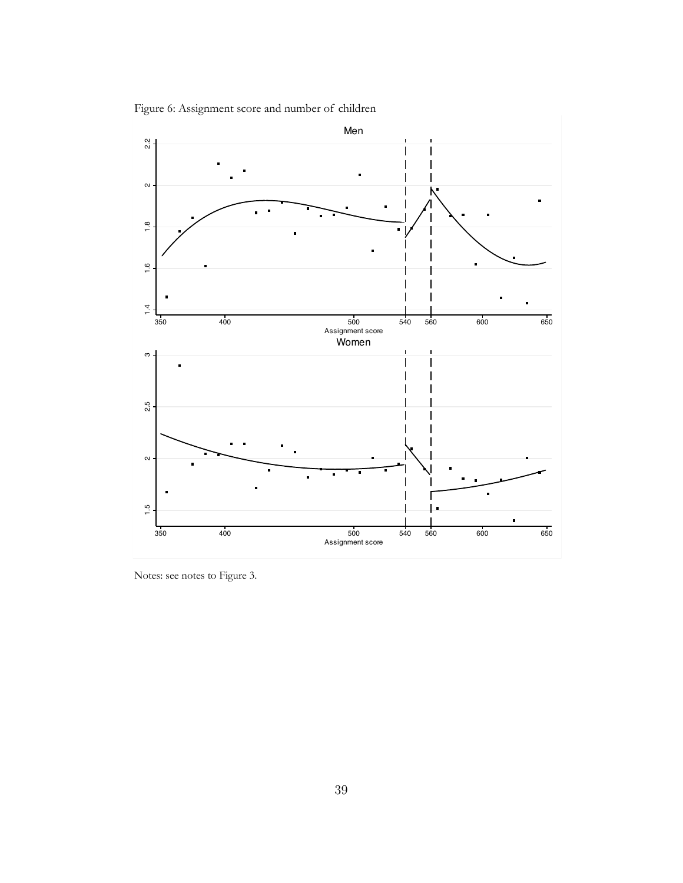Figure 6: Assignment score and number of children

Notes: see notes to Figure 3.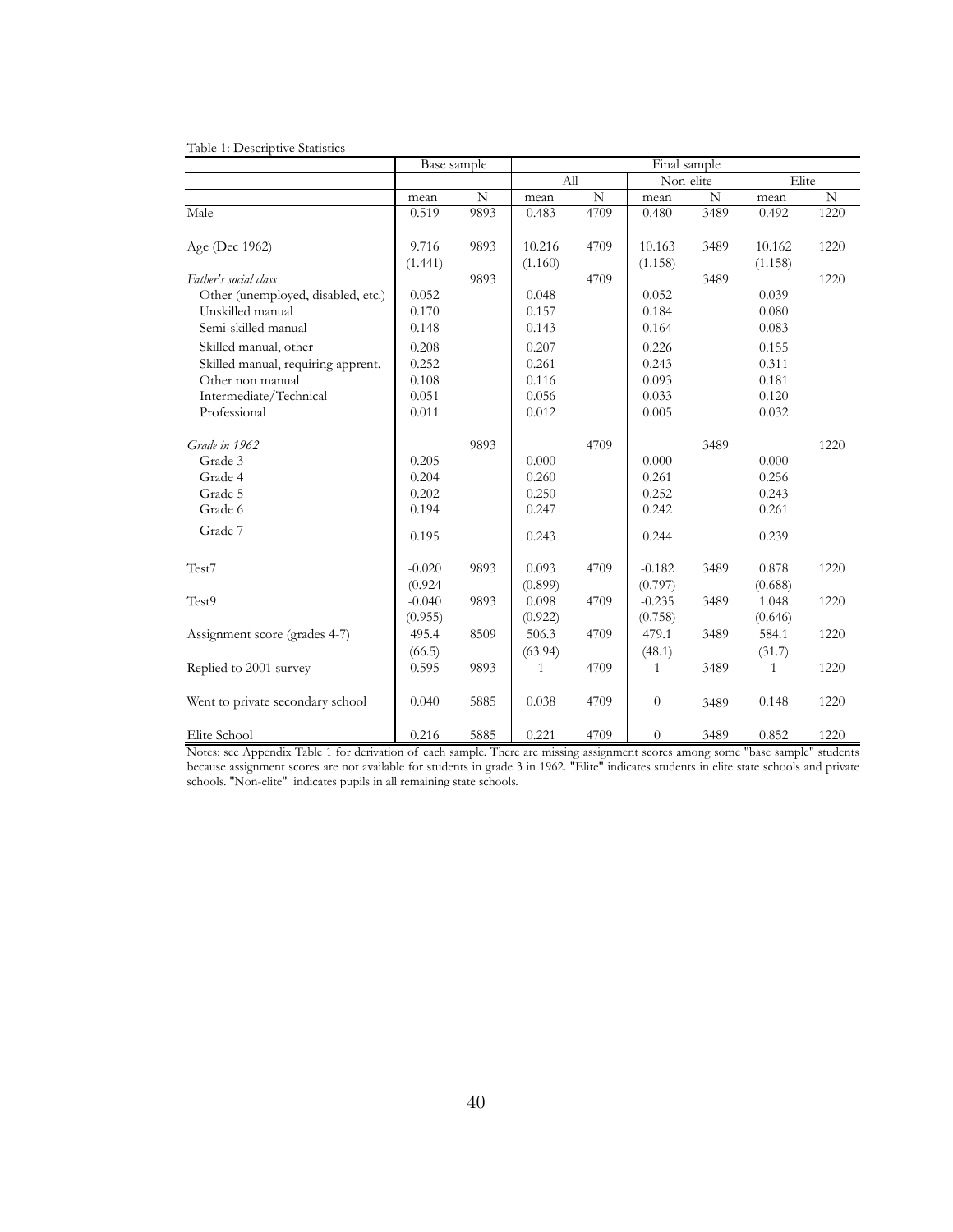Table 1: Descriptive Statistics

| | Base sample | | Final sample | | | | | |
|---|---|---|---|---|---|---|---|---|
| | | | All | | Non-elite | | Elite | |
| | mean | N | mean | N | mean | N | mean | N |
| Male | 0.519 | 9893 | 0.483 | 4709 | 0.480 | 3489 | 0.492 | 1220 |
| Age (Dec 1962) | 9.716 | 9893 | 10.216 | 4709 | 10.163 | 3489 | 10.162 | 1220 |
| | (1.441) | | (1.160) | | (1.158) | | (1.158) | |
| *Father's social class* | | 9893 | | 4709 | | 3489 | | 1220 |
| Other (unemployed, disabled, etc.) | 0.052 | | 0.048 | | 0.052 | | 0.039 | |
| Unskilled manual | 0.170 | | 0.157 | | 0.184 | | 0.080 | |
| Semi-skilled manual | 0.148 | | 0.143 | | 0.164 | | 0.083 | |
| Skilled manual, other | 0.208 | | 0.207 | | 0.226 | | 0.155 | |
| Skilled manual, requiring apprent. | 0.252 | | 0.261 | | 0.243 | | 0.311 | |
| Other non manual | 0.108 | | 0.116 | | 0.093 | | 0.181 | |
| Intermediate/Technical | 0.051 | | 0.056 | | 0.033 | | 0.120 | |
| Professional | 0.011 | | 0.012 | | 0.005 | | 0.032 | |
| *Grade in 1962* | | 9893 | | 4709 | | 3489 | | 1220 |
| Grade 3 | 0.205 | | 0.000 | | 0.000 | | 0.000 | |
| Grade 4 | 0.204 | | 0.260 | | 0.261 | | 0.256 | |
| Grade 5 | 0.202 | | 0.250 | | 0.252 | | 0.243 | |
| Grade 6 | 0.194 | | 0.247 | | 0.242 | | 0.261 | |
| Grade 7 | 0.195 | | 0.243 | | 0.244 | | 0.239 | |
| Test7 | -0.020 | 9893 | 0.093 | 4709 | -0.182 | 3489 | 0.878 | 1220 |
| | (0.924 | | (0.899) | | (0.797) | | (0.688) | |
| Test9 | -0.040 | 9893 | 0.098 | 4709 | -0.235 | 3489 | 1.048 | 1220 |
| | (0.955) | | (0.922) | | (0.758) | | (0.646) | |
| Assignment score (grades 4-7) | 495.4 | 8509 | 506.3 | 4709 | 479.1 | 3489 | 584.1 | 1220 |
| | (66.5) | | (63.94) | | (48.1) | | (31.7) | |
| Replied to 2001 survey | 0.595 | 9893 | 1 | 4709 | 1 | 3489 | 1 | 1220 |
| Went to private secondary school | 0.040 | 5885 | 0.038 | 4709 | 0 | 3489 | 0.148 | 1220 |
| Elite School | 0.216 | 5885 | 0.221 | 4709 | 0 | 3489 | 0.852 | 1220 |

Notes: see Appendix Table 1 for derivation of each sample. There are missing assignment scores among some "base sample" students because assignment scores are not available for students in grade 3 in 1962. "Elite" indicates students in elite state schools and private schools. "Non-elite" indicates pupils in all remaining state schools.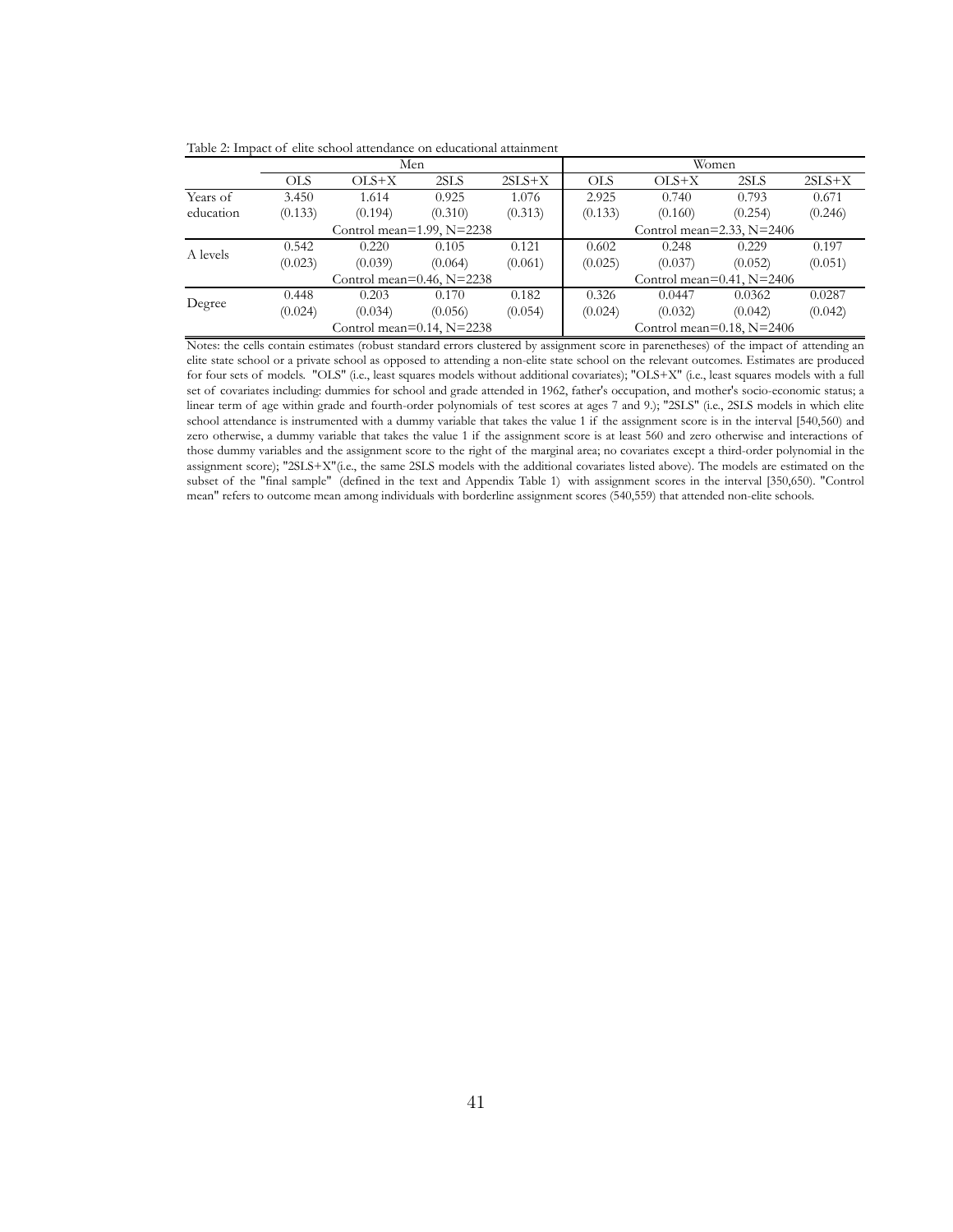Table 2: Impact of elite school attendance on educational attainment

| | Men | | | | Women | | | |
|---|---|---|---|---|---|---|---|---|
| | OLS | OLS+X | 2SLS | 2SLS+X | OLS | OLS+X | 2SLS | 2SLS+X |
| Years of education | 3.450 | 1.614 | 0.925 | 1.076 | 2.925 | 0.740 | 0.793 | 0.671 |
| | (0.133) | (0.194) | (0.310) | (0.313) | (0.133) | (0.160) | (0.254) | (0.246) |
| | Control mean=1.99, N=2238 | | | | Control mean=2.33, N=2406 | | | |
| A levels | 0.542 | 0.220 | 0.105 | 0.121 | 0.602 | 0.248 | 0.229 | 0.197 |
| | (0.023) | (0.039) | (0.064) | (0.061) | (0.025) | (0.037) | (0.052) | (0.051) |
| | Control mean=0.46, N=2238 | | | | Control mean=0.41, N=2406 | | | |
| Degree | 0.448 | 0.203 | 0.170 | 0.182 | 0.326 | 0.0447 | 0.0362 | 0.0287 |
| | (0.024) | (0.034) | (0.056) | (0.054) | (0.024) | (0.032) | (0.042) | (0.042) |
| | Control mean=0.14, N=2238 | | | | Control mean=0.18, N=2406 | | | |

Notes: the cells contain estimates (robust standard errors clustered by assignment score in parenetheses) of the impact of attending an elite state school or a private school as opposed to attending a non-elite state school on the relevant outcomes. Estimates are produced for four sets of models. "OLS" (i.e., least squares models without additional covariates); "OLS+X" (i.e., least squares models with a full set of covariates including: dummies for school and grade attended in 1962, father's occupation, and mother's socio-economic status; a linear term of age within grade and fourth-order polynomials of test scores at ages 7 and 9.); "2SLS" (i.e., 2SLS models in which elite school attendance is instrumented with a dummy variable that takes the value 1 if the assignment score is in the interval [540,560) and zero otherwise, a dummy variable that takes the value 1 if the assignment score is at least 560 and zero otherwise and interactions of those dummy variables and the assignment score to the right of the marginal area; no covariates except a third-order polynomial in the assignment score); "2SLS+X"(i.e., the same 2SLS models with the additional covariates listed above). The models are estimated on the subset of the "final sample" (defined in the text and Appendix Table 1) with assignment scores in the interval [350,650). "Control mean" refers to outcome mean among individuals with borderline assignment scores (540,559) that attended non-elite schools.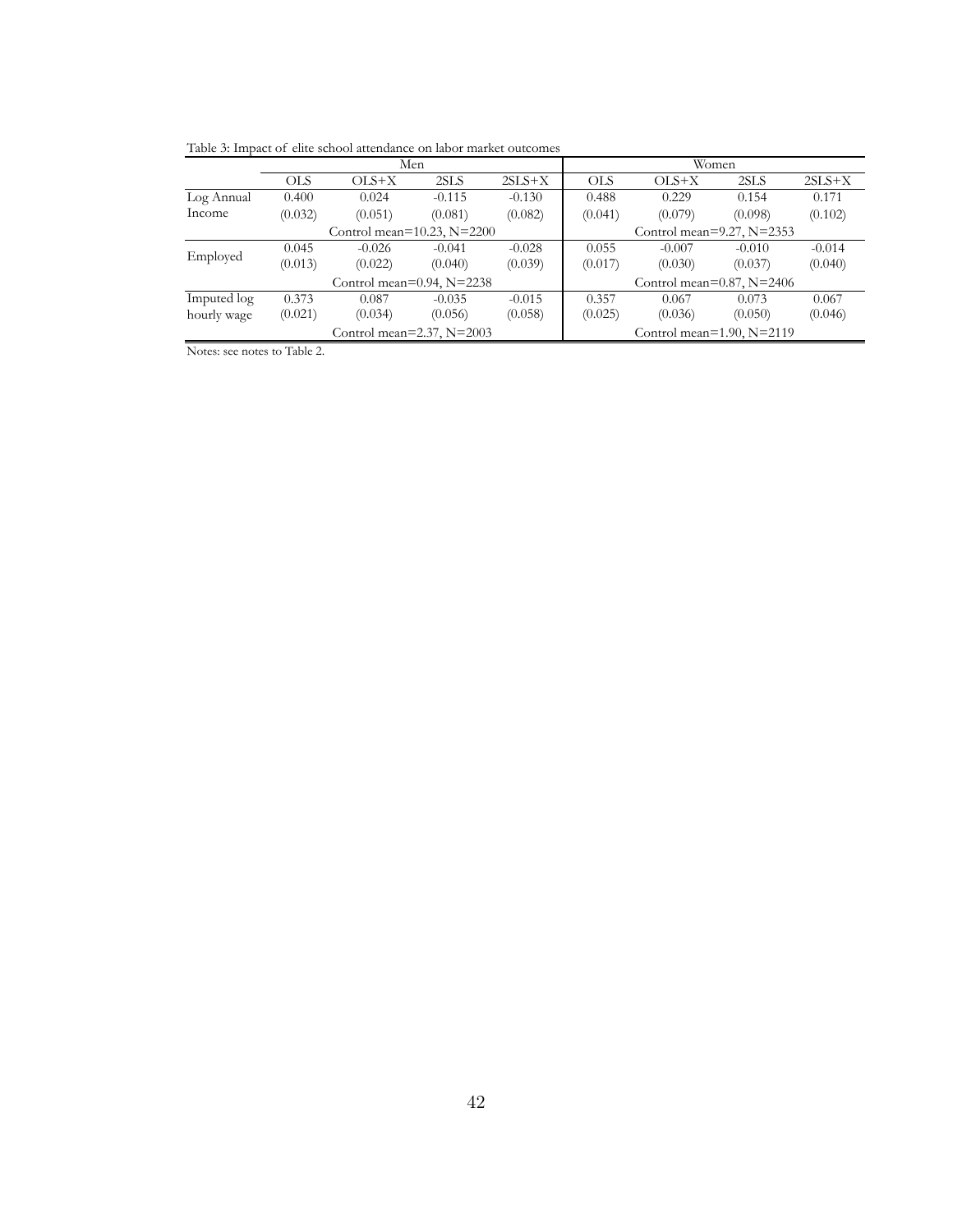Table 3: Impact of elite school attendance on labor market outcomes

| | Men | | | | Women | | | |
|---|---|---|---|---|---|---|---|---|
| | OLS | OLS+X | 2SLS | 2SLS+X | OLS | OLS+X | 2SLS | 2SLS+X |
| Log Annual Income | 0.400 | 0.024 | -0.115 | -0.130 | 0.488 | 0.229 | 0.154 | 0.171 |
| | (0.032) | (0.051) | (0.081) | (0.082) | (0.041) | (0.079) | (0.098) | (0.102) |
| | Control mean=10.23, N=2200 | | | | Control mean=9.27, N=2353 | | | |
| Employed | 0.045 | -0.026 | -0.041 | -0.028 | 0.055 | -0.007 | -0.010 | -0.014 |
| | (0.013) | (0.022) | (0.040) | (0.039) | (0.017) | (0.030) | (0.037) | (0.040) |
| | Control mean=0.94, N=2238 | | | | Control mean=0.87, N=2406 | | | |
| Imputed log hourly wage | 0.373 | 0.087 | -0.035 | -0.015 | 0.357 | 0.067 | 0.073 | 0.067 |
| | (0.021) | (0.034) | (0.056) | (0.058) | (0.025) | (0.036) | (0.050) | (0.046) |
| | Control mean=2.37, N=2003 | | | | Control mean=1.90, N=2119 | | | |

Notes: see notes to Table 2.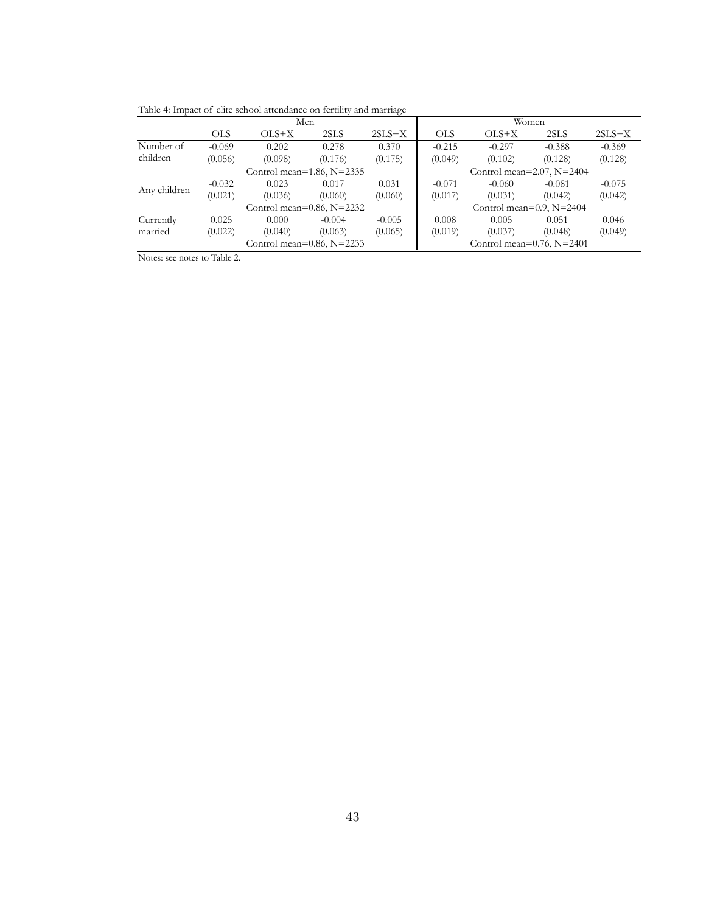Table 4: Impact of elite school attendance on fertility and marriage

| | Men | | | | Women | | | |
|---|---|---|---|---|---|---|---|---|
| | OLS | OLS+X | 2SLS | 2SLS+X | OLS | OLS+X | 2SLS | 2SLS+X |
| Number of children | -0.069 | 0.202 | 0.278 | 0.370 | -0.215 | -0.297 | -0.388 | -0.369 |
| | (0.056) | (0.098) | (0.176) | (0.175) | (0.049) | (0.102) | (0.128) | (0.128) |
| | Control mean=1.86, N=2335 | | | | Control mean=2.07, N=2404 | | | |
| Any children | -0.032 | 0.023 | 0.017 | 0.031 | -0.071 | -0.060 | -0.081 | -0.075 |
| | (0.021) | (0.036) | (0.060) | (0.060) | (0.017) | (0.031) | (0.042) | (0.042) |
| | Control mean=0.86, N=2232 | | | | Control mean=0.9, N=2404 | | | |
| Currently married | 0.025 | 0.000 | -0.004 | -0.005 | 0.008 | 0.005 | 0.051 | 0.046 |
| | (0.022) | (0.040) | (0.063) | (0.065) | (0.019) | (0.037) | (0.048) | (0.049) |
| | Control mean=0.86, N=2233 | | | | Control mean=0.76, N=2401 | | | |

Notes: see notes to Table 2.